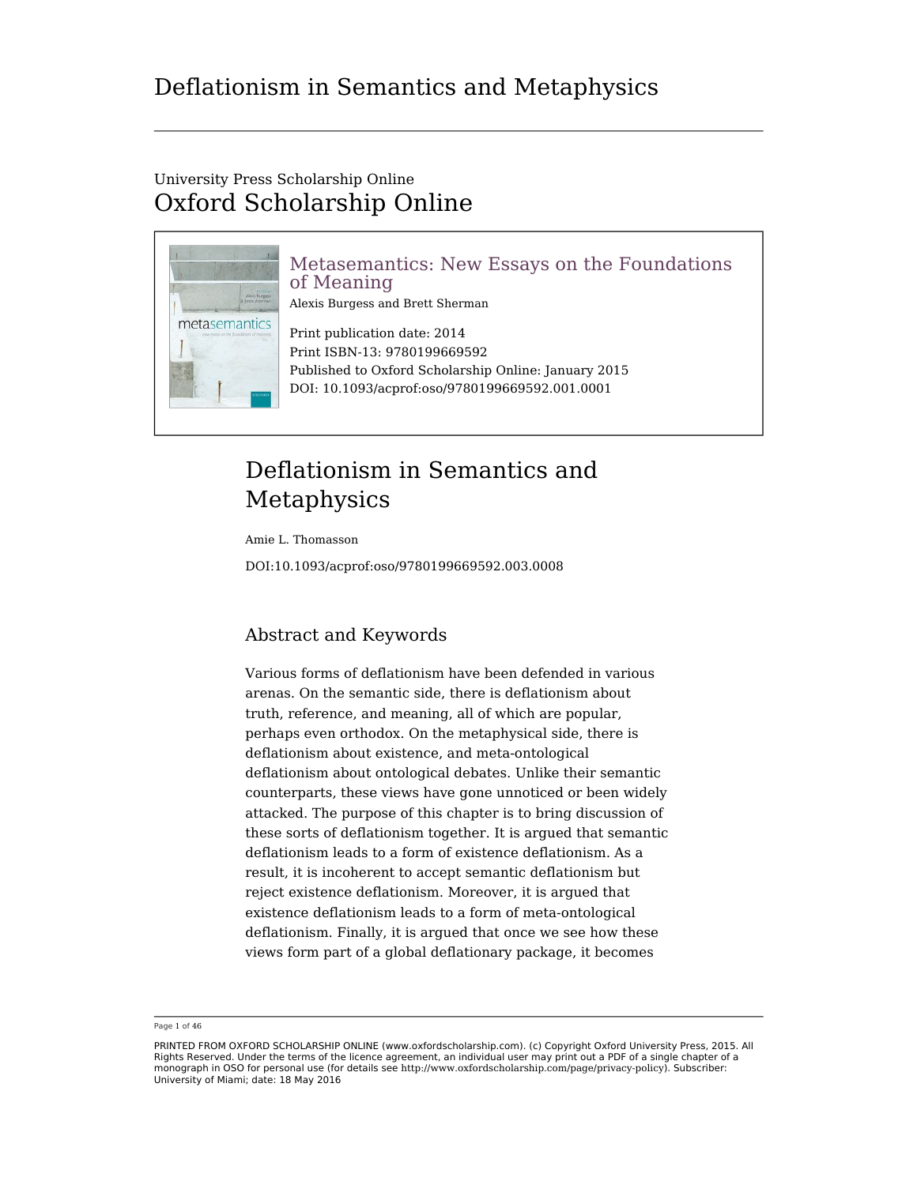# Deflationism in Semantics and Metaphysics

University Press Scholarship Online
Oxford Scholarship Online

**Metasemantics: New Essays on the Foundations of Meaning**
Alexis Burgess and Brett Sherman

Print publication date: 2014
Print ISBN-13: 9780199669592
Published to Oxford Scholarship Online: January 2015
DOI: 10.1093/acprof:oso/9780199669592.001.0001

## Deflationism in Semantics and Metaphysics

Amie L. Thomasson

DOI:10.1093/acprof:oso/9780199669592.003.0008

### Abstract and Keywords

Various forms of deflationism have been defended in various arenas. On the semantic side, there is deflationism about truth, reference, and meaning, all of which are popular, perhaps even orthodox. On the metaphysical side, there is deflationism about existence, and meta-ontological deflationism about ontological debates. Unlike their semantic counterparts, these views have gone unnoticed or been widely attacked. The purpose of this chapter is to bring discussion of these sorts of deflationism together. It is argued that semantic deflationism leads to a form of existence deflationism. As a result, it is incoherent to accept semantic deflationism but reject existence deflationism. Moreover, it is argued that existence deflationism leads to a form of meta-ontological deflationism. Finally, it is argued that once we see how these views form part of a global deflationary package, it becomes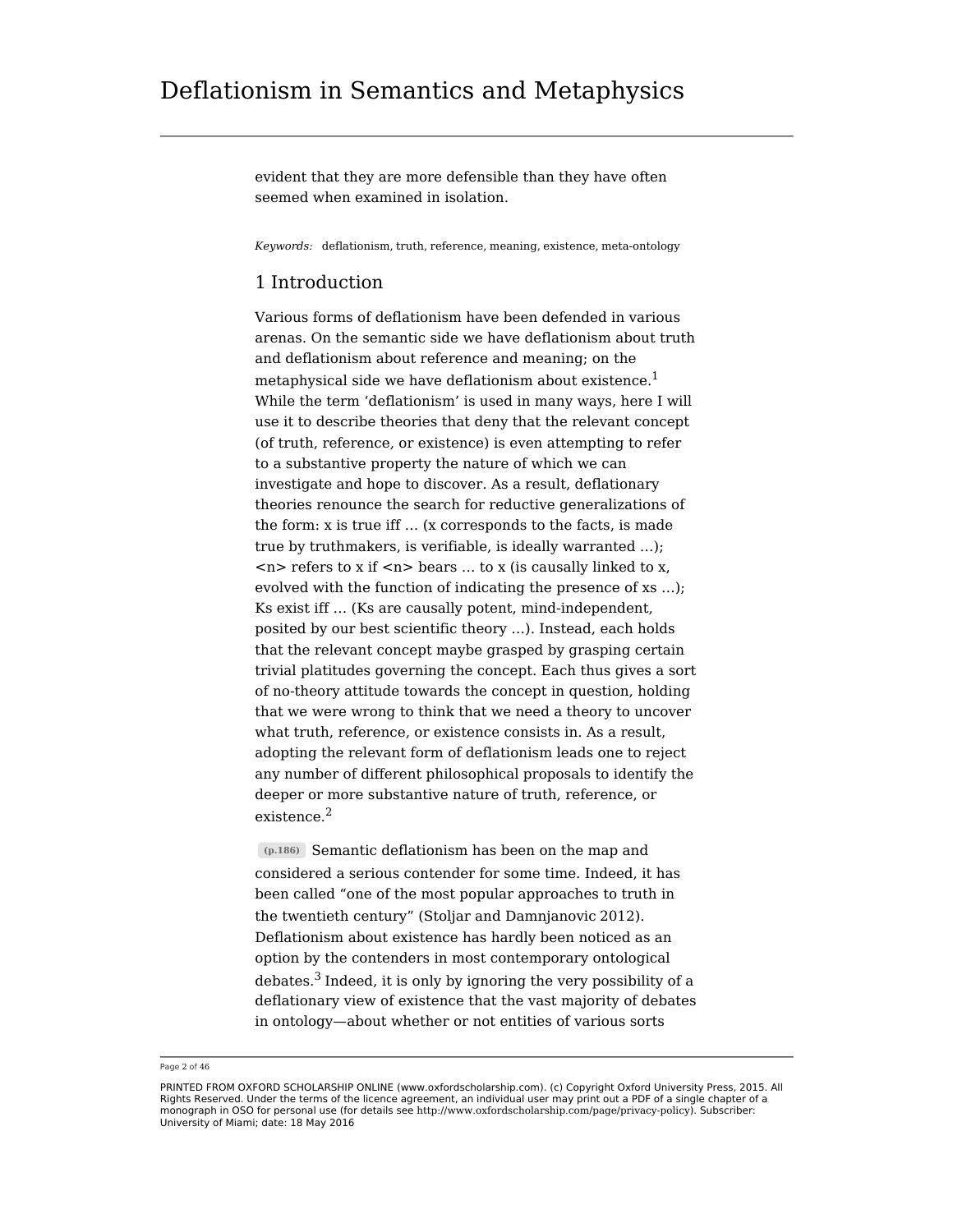evident that they are more defensible than they have often seemed when examined in isolation.

*Keywords:* deflationism, truth, reference, meaning, existence, meta-ontology

## 1 Introduction

Various forms of deflationism have been defended in various arenas. On the semantic side we have deflationism about truth and deflationism about reference and meaning; on the metaphysical side we have deflationism about existence.[1] While the term 'deflationism' is used in many ways, here I will use it to describe theories that deny that the relevant concept (of truth, reference, or existence) is even attempting to refer to a substantive property the nature of which we can investigate and hope to discover. As a result, deflationary theories renounce the search for reductive generalizations of the form: x is true iff … (x corresponds to the facts, is made true by truthmakers, is verifiable, is ideally warranted …); <n> refers to x if <n> bears … to x (is causally linked to x, evolved with the function of indicating the presence of xs …); Ks exist iff … (Ks are causally potent, mind-independent, posited by our best scientific theory …). Instead, each holds that the relevant concept maybe grasped by grasping certain trivial platitudes governing the concept. Each thus gives a sort of no-theory attitude towards the concept in question, holding that we were wrong to think that we need a theory to uncover what truth, reference, or existence consists in. As a result, adopting the relevant form of deflationism leads one to reject any number of different philosophical proposals to identify the deeper or more substantive nature of truth, reference, or existence.[2]

(p.186) Semantic deflationism has been on the map and considered a serious contender for some time. Indeed, it has been called "one of the most popular approaches to truth in the twentieth century" (Stoljar and Damnjanovic 2012). Deflationism about existence has hardly been noticed as an option by the contenders in most contemporary ontological debates.[3] Indeed, it is only by ignoring the very possibility of a deflationary view of existence that the vast majority of debates in ontology—about whether or not entities of various sorts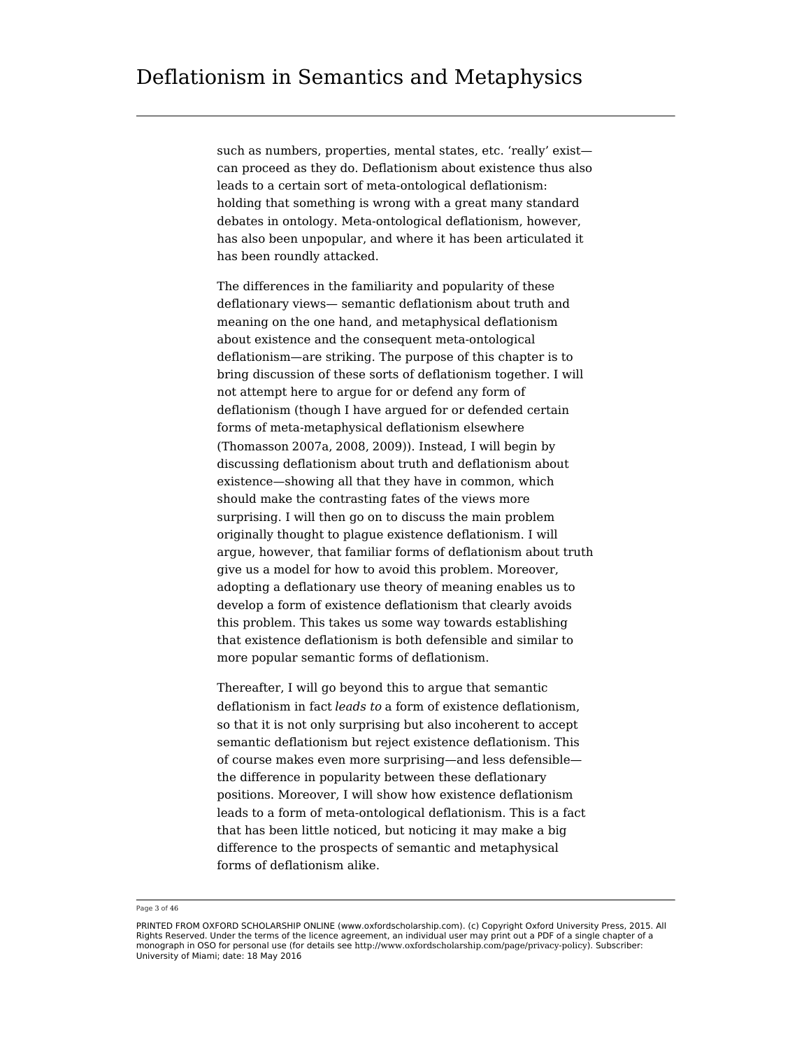such as numbers, properties, mental states, etc. 'really' exist—can proceed as they do. Deflationism about existence thus also leads to a certain sort of meta-ontological deflationism: holding that something is wrong with a great many standard debates in ontology. Meta-ontological deflationism, however, has also been unpopular, and where it has been articulated it has been roundly attacked.

The differences in the familiarity and popularity of these deflationary views— semantic deflationism about truth and meaning on the one hand, and metaphysical deflationism about existence and the consequent meta-ontological deflationism—are striking. The purpose of this chapter is to bring discussion of these sorts of deflationism together. I will not attempt here to argue for or defend any form of deflationism (though I have argued for or defended certain forms of meta-metaphysical deflationism elsewhere (Thomasson 2007a, 2008, 2009)). Instead, I will begin by discussing deflationism about truth and deflationism about existence—showing all that they have in common, which should make the contrasting fates of the views more surprising. I will then go on to discuss the main problem originally thought to plague existence deflationism. I will argue, however, that familiar forms of deflationism about truth give us a model for how to avoid this problem. Moreover, adopting a deflationary use theory of meaning enables us to develop a form of existence deflationism that clearly avoids this problem. This takes us some way towards establishing that existence deflationism is both defensible and similar to more popular semantic forms of deflationism.

Thereafter, I will go beyond this to argue that semantic deflationism in fact *leads to* a form of existence deflationism, so that it is not only surprising but also incoherent to accept semantic deflationism but reject existence deflationism. This of course makes even more surprising—and less defensible—the difference in popularity between these deflationary positions. Moreover, I will show how existence deflationism leads to a form of meta-ontological deflationism. This is a fact that has been little noticed, but noticing it may make a big difference to the prospects of semantic and metaphysical forms of deflationism alike.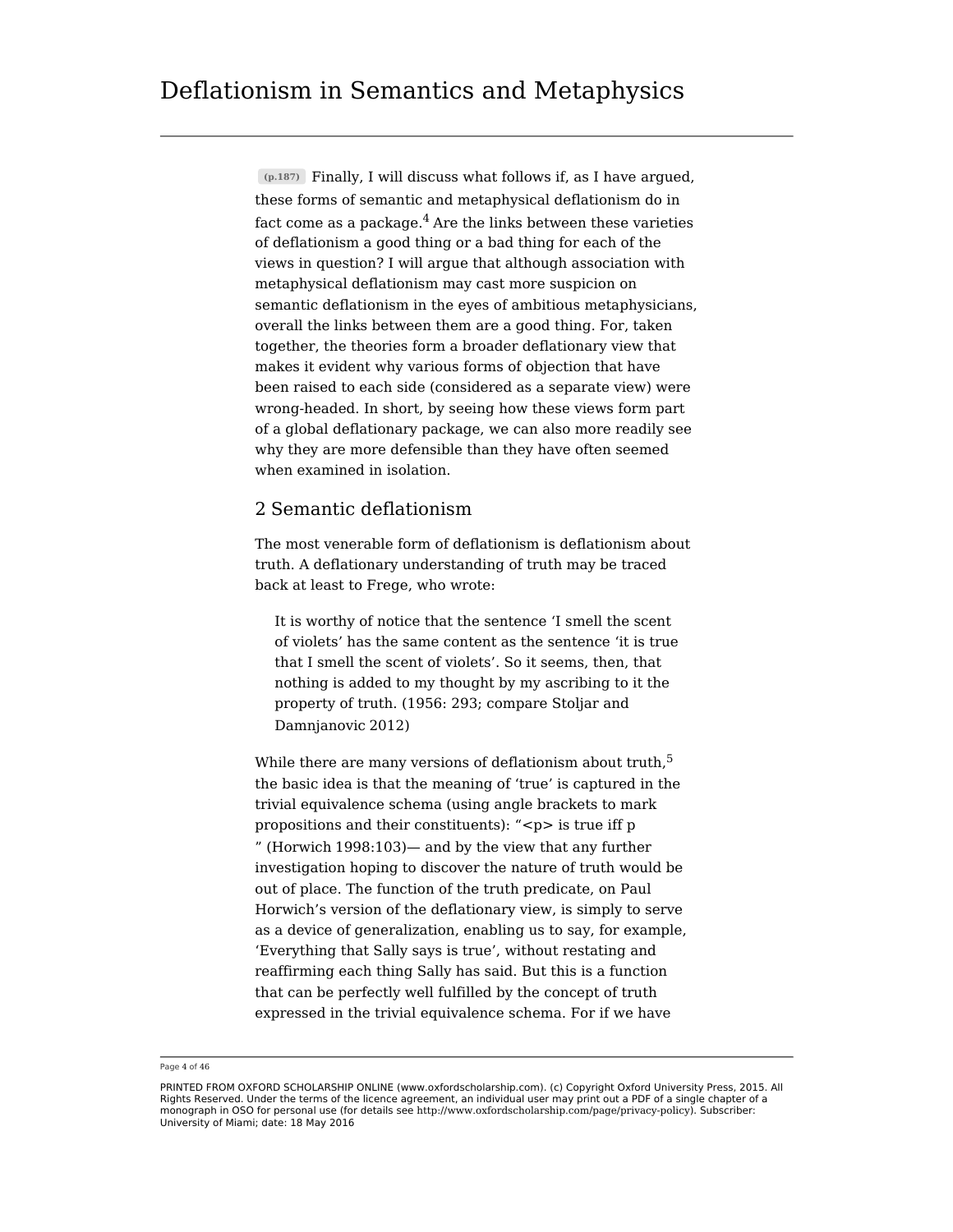(p.187) Finally, I will discuss what follows if, as I have argued, these forms of semantic and metaphysical deflationism do in fact come as a package.[4] Are the links between these varieties of deflationism a good thing or a bad thing for each of the views in question? I will argue that although association with metaphysical deflationism may cast more suspicion on semantic deflationism in the eyes of ambitious metaphysicians, overall the links between them are a good thing. For, taken together, the theories form a broader deflationary view that makes it evident why various forms of objection that have been raised to each side (considered as a separate view) were wrong-headed. In short, by seeing how these views form part of a global deflationary package, we can also more readily see why they are more defensible than they have often seemed when examined in isolation.

## 2 Semantic deflationism

The most venerable form of deflationism is deflationism about truth. A deflationary understanding of truth may be traced back at least to Frege, who wrote:

> It is worthy of notice that the sentence 'I smell the scent of violets' has the same content as the sentence 'it is true that I smell the scent of violets'. So it seems, then, that nothing is added to my thought by my ascribing to it the property of truth. (1956: 293; compare Stoljar and Damnjanovic 2012)

While there are many versions of deflationism about truth,[5] the basic idea is that the meaning of 'true' is captured in the trivial equivalence schema (using angle brackets to mark propositions and their constituents): "<p> is true iff p" (Horwich 1998:103)— and by the view that any further investigation hoping to discover the nature of truth would be out of place. The function of the truth predicate, on Paul Horwich's version of the deflationary view, is simply to serve as a device of generalization, enabling us to say, for example, 'Everything that Sally says is true', without restating and reaffirming each thing Sally has said. But this is a function that can be perfectly well fulfilled by the concept of truth expressed in the trivial equivalence schema. For if we have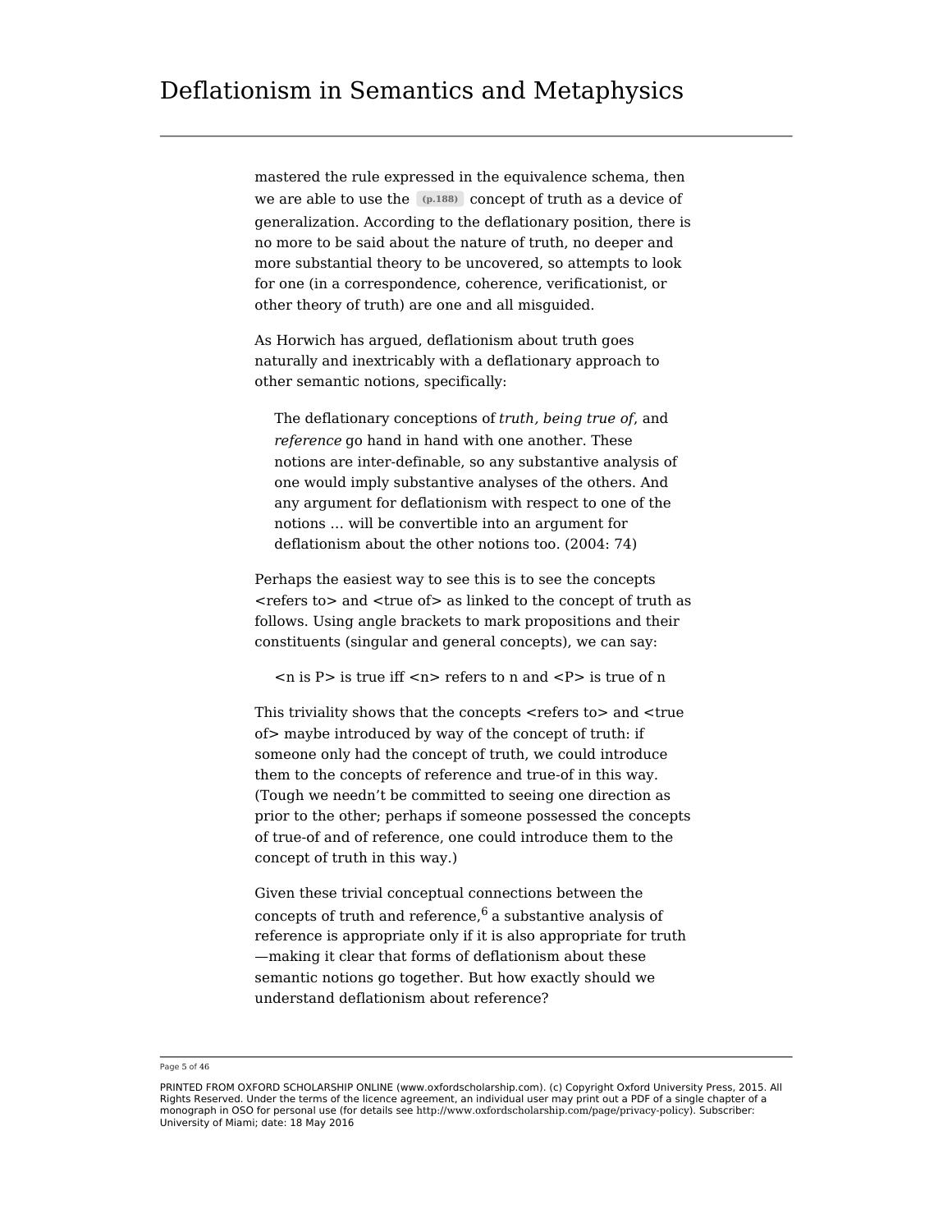mastered the rule expressed in the equivalence schema, then we are able to use the (p.188) concept of truth as a device of generalization. According to the deflationary position, there is no more to be said about the nature of truth, no deeper and more substantial theory to be uncovered, so attempts to look for one (in a correspondence, coherence, verificationist, or other theory of truth) are one and all misguided.

As Horwich has argued, deflationism about truth goes naturally and inextricably with a deflationary approach to other semantic notions, specifically:

> The deflationary conceptions of *truth, being true of*, and *reference* go hand in hand with one another. These notions are inter-definable, so any substantive analysis of one would imply substantive analyses of the others. And any argument for deflationism with respect to one of the notions … will be convertible into an argument for deflationism about the other notions too. (2004: 74)

Perhaps the easiest way to see this is to see the concepts <refers to> and <true of> as linked to the concept of truth as follows. Using angle brackets to mark propositions and their constituents (singular and general concepts), we can say:

> <n is P> is true iff <n> refers to n and <P> is true of n

This triviality shows that the concepts <refers to> and <true of> maybe introduced by way of the concept of truth: if someone only had the concept of truth, we could introduce them to the concepts of reference and true-of in this way. (Tough we needn't be committed to seeing one direction as prior to the other; perhaps if someone possessed the concepts of true-of and of reference, one could introduce them to the concept of truth in this way.)

Given these trivial conceptual connections between the concepts of truth and reference,[6] a substantive analysis of reference is appropriate only if it is also appropriate for truth —making it clear that forms of deflationism about these semantic notions go together. But how exactly should we understand deflationism about reference?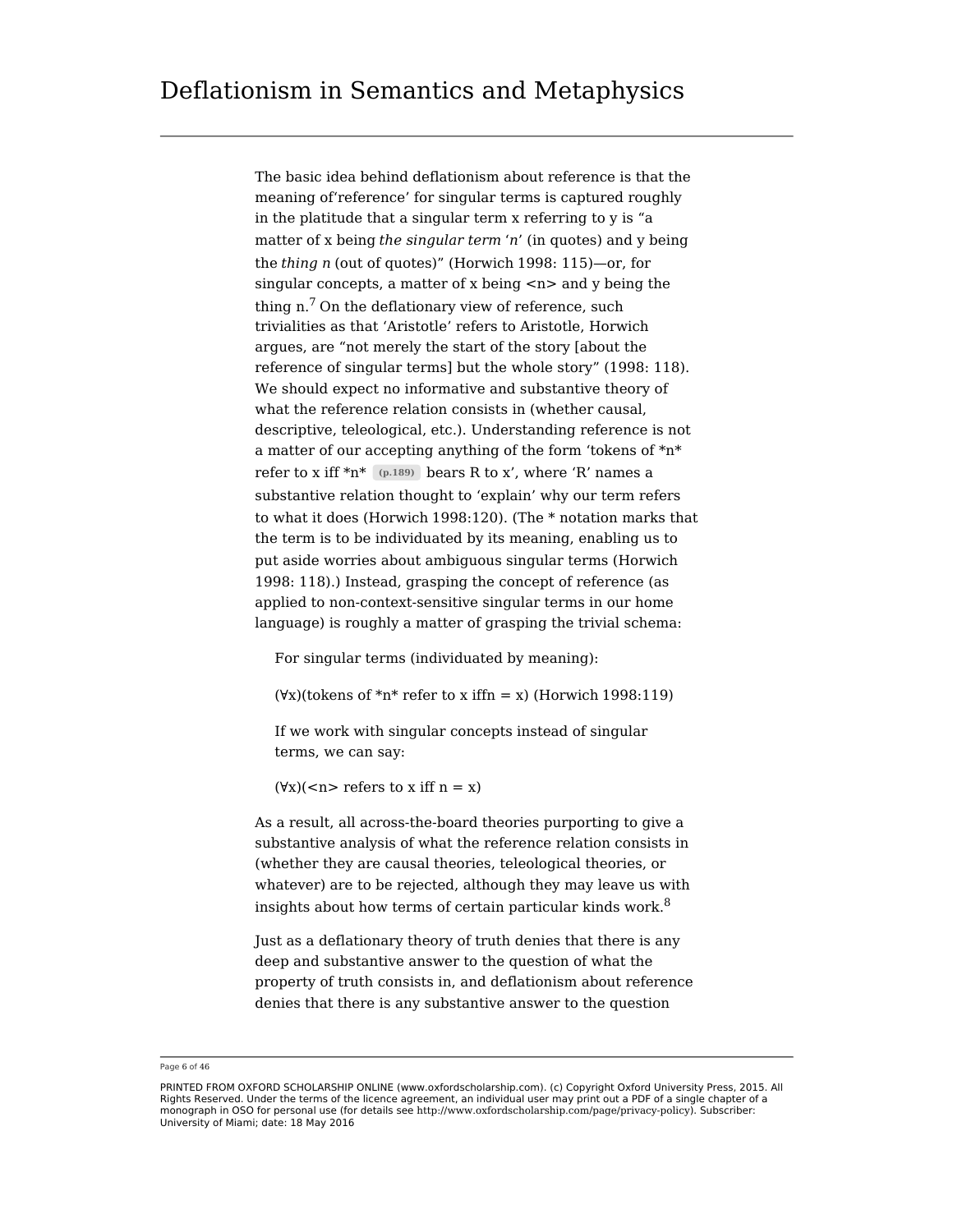The basic idea behind deflationism about reference is that the meaning of'reference' for singular terms is captured roughly in the platitude that a singular term x referring to y is "a matter of x being *the singular term* 'n' (in quotes) and y being the *thing n* (out of quotes)" (Horwich 1998: 115)—or, for singular concepts, a matter of x being <n> and y being the thing n.[7] On the deflationary view of reference, such trivialities as that 'Aristotle' refers to Aristotle, Horwich argues, are "not merely the start of the story [about the reference of singular terms] but the whole story" (1998: 118). We should expect no informative and substantive theory of what the reference relation consists in (whether causal, descriptive, teleological, etc.). Understanding reference is not a matter of our accepting anything of the form 'tokens of *n* refer to x iff *n* (p.189) bears R to x', where 'R' names a substantive relation thought to 'explain' why our term refers to what it does (Horwich 1998:120). (The * notation marks that the term is to be individuated by its meaning, enabling us to put aside worries about ambiguous singular terms (Horwich 1998: 118).) Instead, grasping the concept of reference (as applied to non-context-sensitive singular terms in our home language) is roughly a matter of grasping the trivial schema:

> For singular terms (individuated by meaning):
>
> (∀x)(tokens of *n* refer to x iffn = x) (Horwich 1998:119)
>
> If we work with singular concepts instead of singular terms, we can say:
>
> (∀x)(<n> refers to x iff n = x)

As a result, all across-the-board theories purporting to give a substantive analysis of what the reference relation consists in (whether they are causal theories, teleological theories, or whatever) are to be rejected, although they may leave us with insights about how terms of certain particular kinds work.[8]

Just as a deflationary theory of truth denies that there is any deep and substantive answer to the question of what the property of truth consists in, and deflationism about reference denies that there is any substantive answer to the question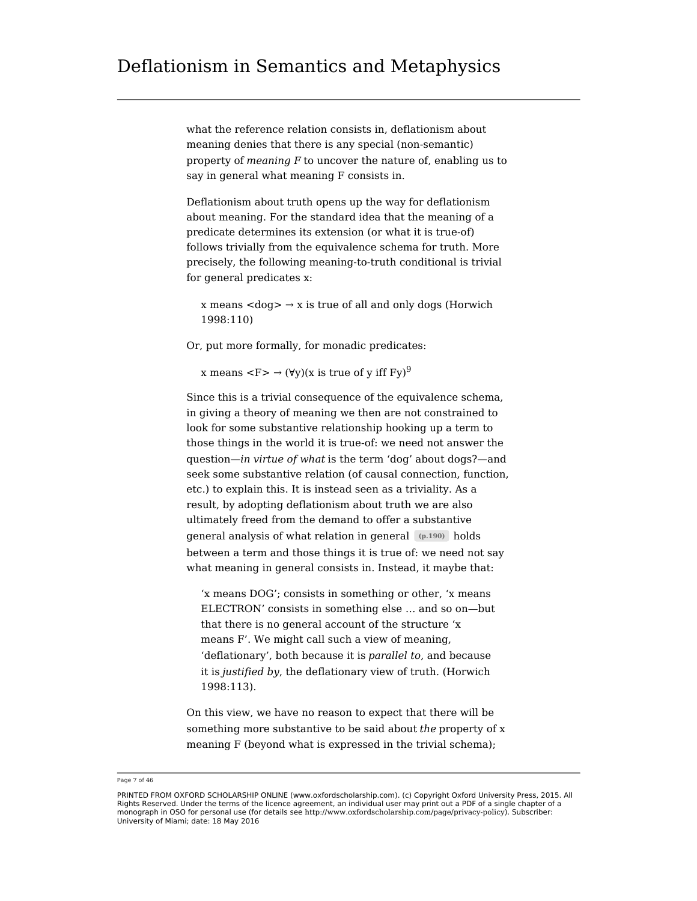what the reference relation consists in, deflationism about meaning denies that there is any special (non-semantic) property of *meaning F* to uncover the nature of, enabling us to say in general what meaning F consists in.

Deflationism about truth opens up the way for deflationism about meaning. For the standard idea that the meaning of a predicate determines its extension (or what it is true-of) follows trivially from the equivalence schema for truth. More precisely, the following meaning-to-truth conditional is trivial for general predicates x:

> x means <dog> → x is true of all and only dogs (Horwich 1998:110)

Or, put more formally, for monadic predicates:

> x means <F> → (∀y)(x is true of y iff Fy)[9]

Since this is a trivial consequence of the equivalence schema, in giving a theory of meaning we then are not constrained to look for some substantive relationship hooking up a term to those things in the world it is true-of: we need not answer the question—*in virtue of what* is the term 'dog' about dogs?—and seek some substantive relation (of causal connection, function, etc.) to explain this. It is instead seen as a triviality. As a result, by adopting deflationism about truth we are also ultimately freed from the demand to offer a substantive general analysis of what relation in general (p.190) holds between a term and those things it is true of: we need not say what meaning in general consists in. Instead, it maybe that:

> 'x means DOG'; consists in something or other, 'x means ELECTRON' consists in something else … and so on—but that there is no general account of the structure 'x means F'. We might call such a view of meaning, 'deflationary', both because it is *parallel to*, and because it is *justified by*, the deflationary view of truth. (Horwich 1998:113).

On this view, we have no reason to expect that there will be something more substantive to be said about *the* property of x meaning F (beyond what is expressed in the trivial schema);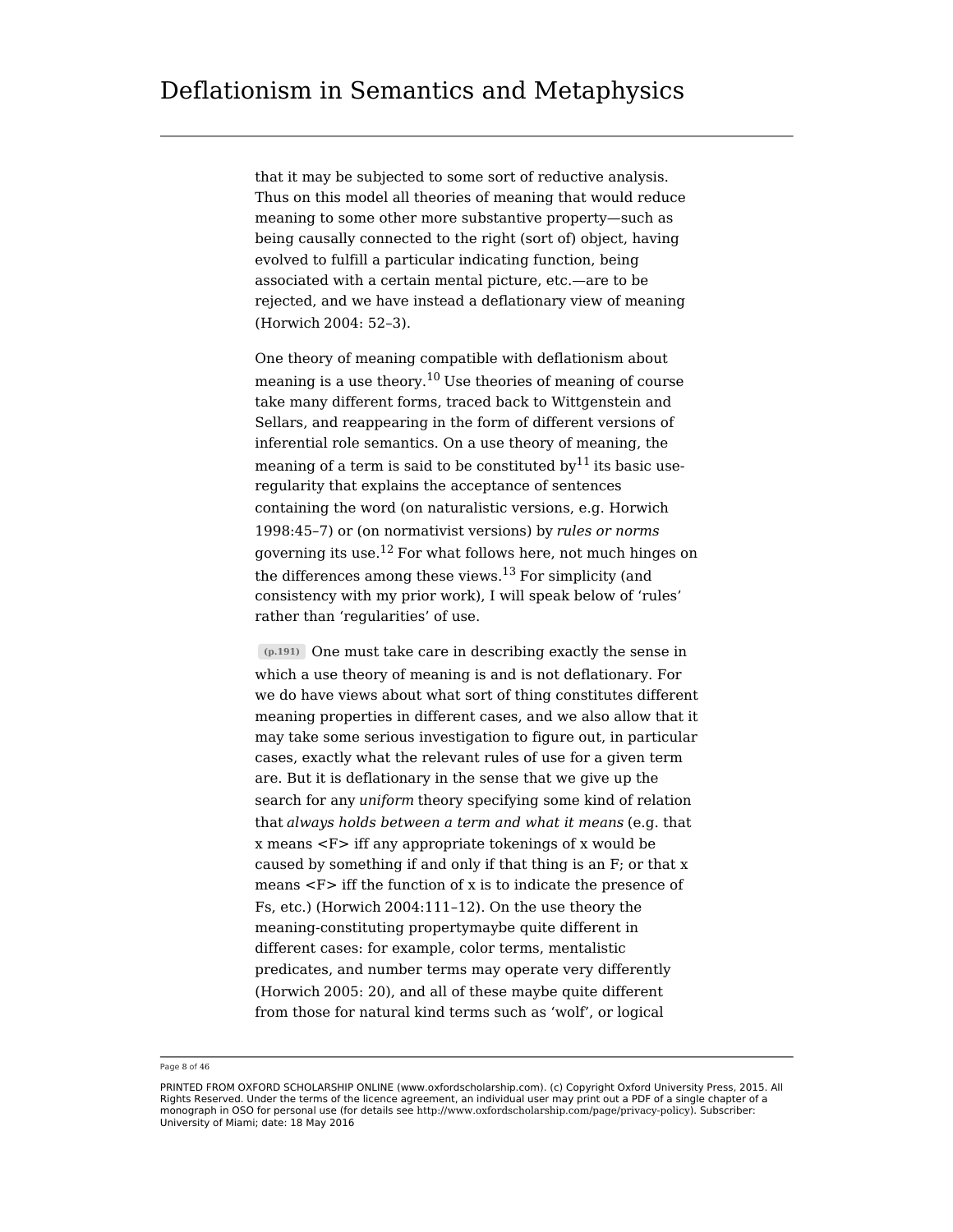that it may be subjected to some sort of reductive analysis. Thus on this model all theories of meaning that would reduce meaning to some other more substantive property—such as being causally connected to the right (sort of) object, having evolved to fulfill a particular indicating function, being associated with a certain mental picture, etc.—are to be rejected, and we have instead a deflationary view of meaning (Horwich 2004: 52–3).

One theory of meaning compatible with deflationism about meaning is a use theory.[10] Use theories of meaning of course take many different forms, traced back to Wittgenstein and Sellars, and reappearing in the form of different versions of inferential role semantics. On a use theory of meaning, the meaning of a term is said to be constituted by[11] its basic use-regularity that explains the acceptance of sentences containing the word (on naturalistic versions, e.g. Horwich 1998:45–7) or (on normativist versions) by *rules or norms* governing its use.[12] For what follows here, not much hinges on the differences among these views.[13] For simplicity (and consistency with my prior work), I will speak below of 'rules' rather than 'regularities' of use.

(p.191) One must take care in describing exactly the sense in which a use theory of meaning is and is not deflationary. For we do have views about what sort of thing constitutes different meaning properties in different cases, and we also allow that it may take some serious investigation to figure out, in particular cases, exactly what the relevant rules of use for a given term are. But it is deflationary in the sense that we give up the search for any *uniform* theory specifying some kind of relation that *always holds between a term and what it means* (e.g. that x means <F> iff any appropriate tokenings of x would be caused by something if and only if that thing is an F; or that x means <F> iff the function of x is to indicate the presence of Fs, etc.) (Horwich 2004:111–12). On the use theory the meaning-constituting propertymaybe quite different in different cases: for example, color terms, mentalistic predicates, and number terms may operate very differently (Horwich 2005: 20), and all of these maybe quite different from those for natural kind terms such as 'wolf', or logical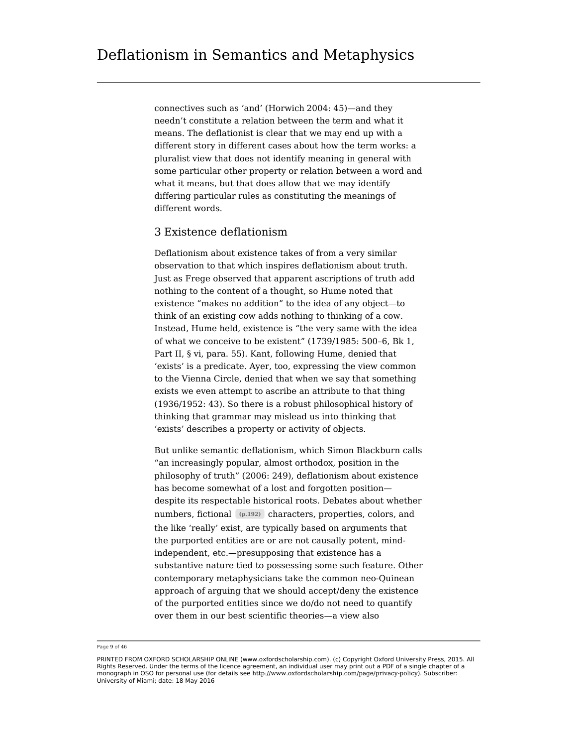connectives such as 'and' (Horwich 2004: 45)—and they needn't constitute a relation between the term and what it means. The deflationist is clear that we may end up with a different story in different cases about how the term works: a pluralist view that does not identify meaning in general with some particular other property or relation between a word and what it means, but that does allow that we may identify differing particular rules as constituting the meanings of different words.

## 3 Existence deflationism

Deflationism about existence takes of from a very similar observation to that which inspires deflationism about truth. Just as Frege observed that apparent ascriptions of truth add nothing to the content of a thought, so Hume noted that existence "makes no addition" to the idea of any object—to think of an existing cow adds nothing to thinking of a cow. Instead, Hume held, existence is "the very same with the idea of what we conceive to be existent" (1739/1985: 500–6, Bk 1, Part II, § vi, para. 55). Kant, following Hume, denied that 'exists' is a predicate. Ayer, too, expressing the view common to the Vienna Circle, denied that when we say that something exists we even attempt to ascribe an attribute to that thing (1936/1952: 43). So there is a robust philosophical history of thinking that grammar may mislead us into thinking that 'exists' describes a property or activity of objects.

But unlike semantic deflationism, which Simon Blackburn calls "an increasingly popular, almost orthodox, position in the philosophy of truth" (2006: 249), deflationism about existence has become somewhat of a lost and forgotten position—despite its respectable historical roots. Debates about whether numbers, fictional (p.192) characters, properties, colors, and the like 'really' exist, are typically based on arguments that the purported entities are or are not causally potent, mind-independent, etc.—presupposing that existence has a substantive nature tied to possessing some such feature. Other contemporary metaphysicians take the common neo-Quinean approach of arguing that we should accept/deny the existence of the purported entities since we do/do not need to quantify over them in our best scientific theories—a view also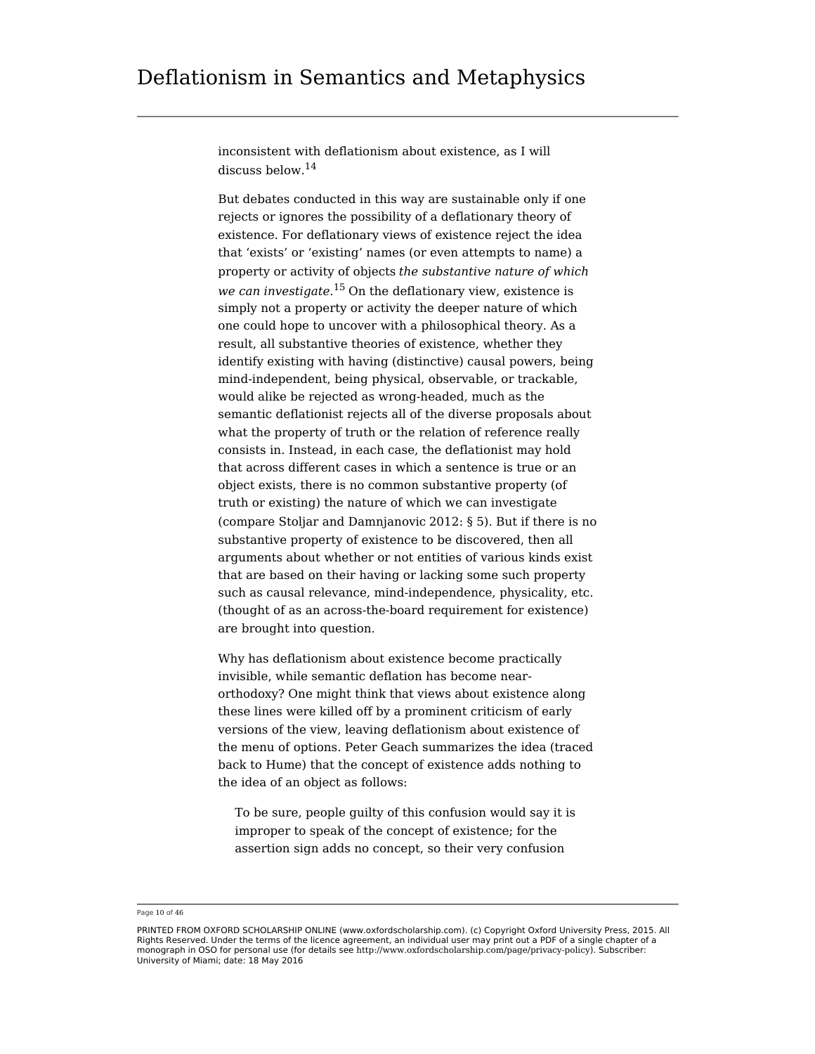inconsistent with deflationism about existence, as I will discuss below.[14]

But debates conducted in this way are sustainable only if one rejects or ignores the possibility of a deflationary theory of existence. For deflationary views of existence reject the idea that 'exists' or 'existing' names (or even attempts to name) a property or activity of objects *the substantive nature of which we can investigate*.[15] On the deflationary view, existence is simply not a property or activity the deeper nature of which one could hope to uncover with a philosophical theory. As a result, all substantive theories of existence, whether they identify existing with having (distinctive) causal powers, being mind-independent, being physical, observable, or trackable, would alike be rejected as wrong-headed, much as the semantic deflationist rejects all of the diverse proposals about what the property of truth or the relation of reference really consists in. Instead, in each case, the deflationist may hold that across different cases in which a sentence is true or an object exists, there is no common substantive property (of truth or existing) the nature of which we can investigate (compare Stoljar and Damnjanovic 2012: § 5). But if there is no substantive property of existence to be discovered, then all arguments about whether or not entities of various kinds exist that are based on their having or lacking some such property such as causal relevance, mind-independence, physicality, etc. (thought of as an across-the-board requirement for existence) are brought into question.

Why has deflationism about existence become practically invisible, while semantic deflation has become near-orthodoxy? One might think that views about existence along these lines were killed off by a prominent criticism of early versions of the view, leaving deflationism about existence of the menu of options. Peter Geach summarizes the idea (traced back to Hume) that the concept of existence adds nothing to the idea of an object as follows:

> To be sure, people guilty of this confusion would say it is improper to speak of the concept of existence; for the assertion sign adds no concept, so their very confusion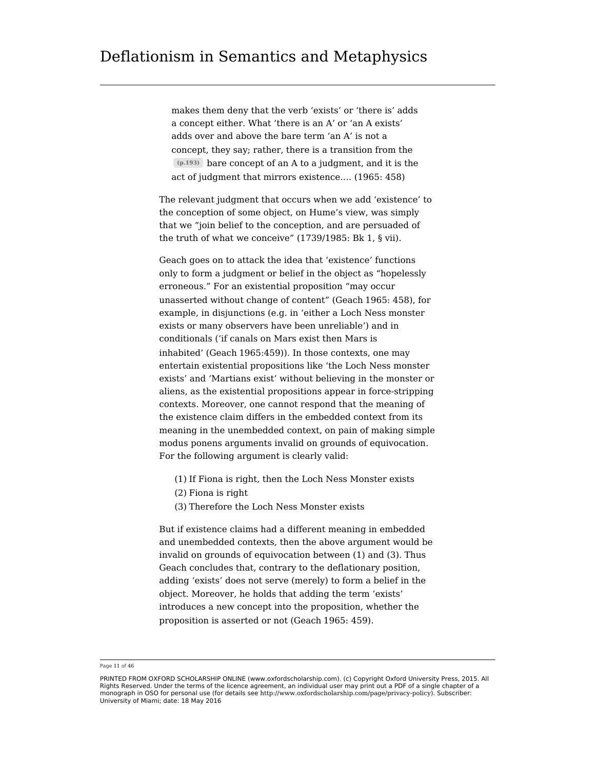makes them deny that the verb 'exists' or 'there is' adds a concept either. What 'there is an A' or 'an A exists' adds over and above the bare term 'an A' is not a concept, they say; rather, there is a transition from the (p.193) bare concept of an A to a judgment, and it is the act of judgment that mirrors existence.… (1965: 458)

The relevant judgment that occurs when we add 'existence' to the conception of some object, on Hume's view, was simply that we "join belief to the conception, and are persuaded of the truth of what we conceive" (1739/1985: Bk 1, § vii).

Geach goes on to attack the idea that 'existence' functions only to form a judgment or belief in the object as "hopelessly erroneous." For an existential proposition "may occur unasserted without change of content" (Geach 1965: 458), for example, in disjunctions (e.g. in 'either a Loch Ness monster exists or many observers have been unreliable') and in conditionals ('if canals on Mars exist then Mars is inhabited' (Geach 1965:459)). In those contexts, one may entertain existential propositions like 'the Loch Ness monster exists' and 'Martians exist' without believing in the monster or aliens, as the existential propositions appear in force-stripping contexts. Moreover, one cannot respond that the meaning of the existence claim differs in the embedded context from its meaning in the unembedded context, on pain of making simple modus ponens arguments invalid on grounds of equivocation. For the following argument is clearly valid:

(1) If Fiona is right, then the Loch Ness Monster exists
(2) Fiona is right
(3) Therefore the Loch Ness Monster exists

But if existence claims had a different meaning in embedded and unembedded contexts, then the above argument would be invalid on grounds of equivocation between (1) and (3). Thus Geach concludes that, contrary to the deflationary position, adding 'exists' does not serve (merely) to form a belief in the object. Moreover, he holds that adding the term 'exists' introduces a new concept into the proposition, whether the proposition is asserted or not (Geach 1965: 459).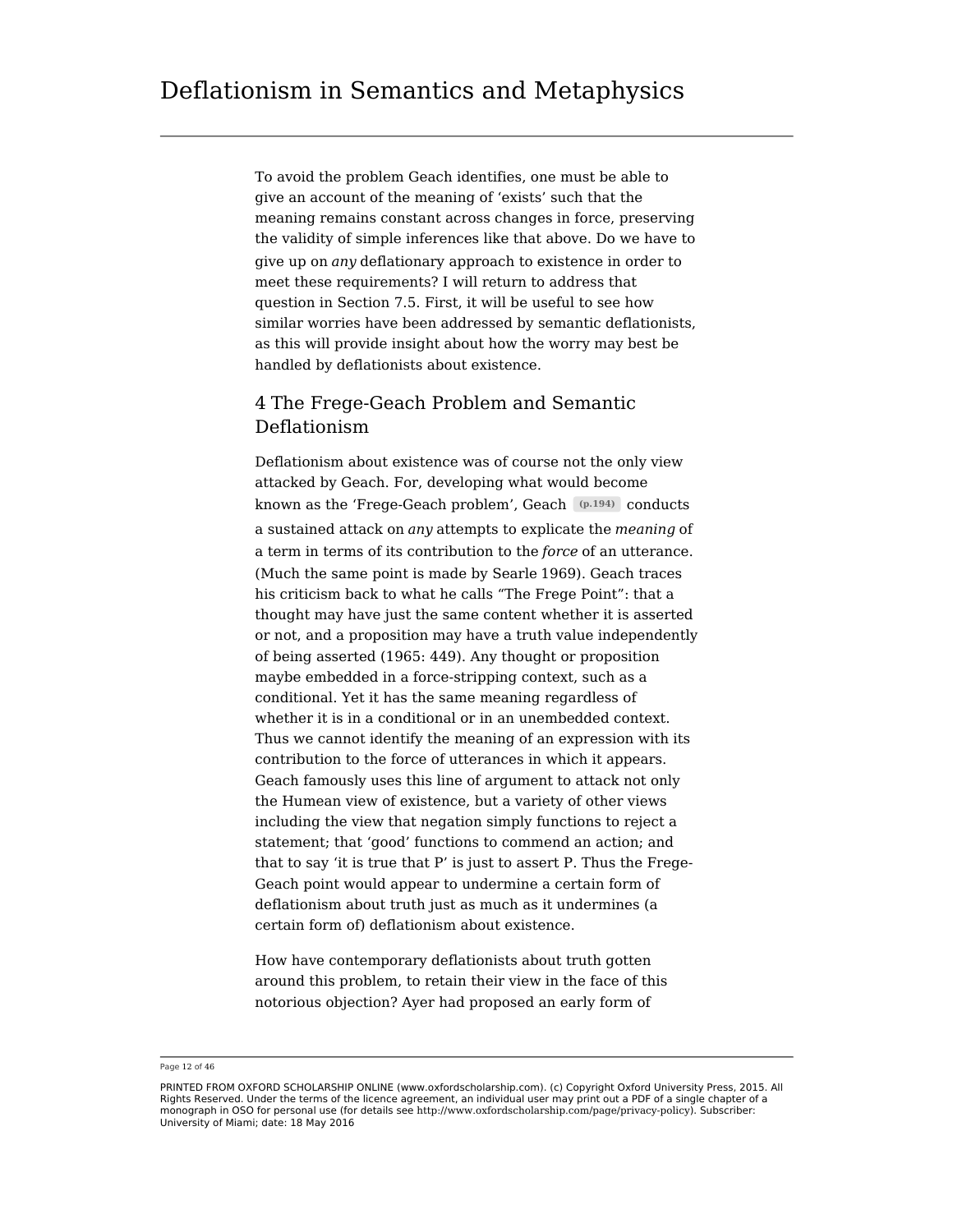To avoid the problem Geach identifies, one must be able to give an account of the meaning of 'exists' such that the meaning remains constant across changes in force, preserving the validity of simple inferences like that above. Do we have to give up on *any* deflationary approach to existence in order to meet these requirements? I will return to address that question in Section 7.5. First, it will be useful to see how similar worries have been addressed by semantic deflationists, as this will provide insight about how the worry may best be handled by deflationists about existence.

## 4 The Frege-Geach Problem and Semantic Deflationism

Deflationism about existence was of course not the only view attacked by Geach. For, developing what would become known as the 'Frege-Geach problem', Geach (p.194) conducts a sustained attack on *any* attempts to explicate the *meaning* of a term in terms of its contribution to the *force* of an utterance. (Much the same point is made by Searle 1969). Geach traces his criticism back to what he calls "The Frege Point": that a thought may have just the same content whether it is asserted or not, and a proposition may have a truth value independently of being asserted (1965: 449). Any thought or proposition maybe embedded in a force-stripping context, such as a conditional. Yet it has the same meaning regardless of whether it is in a conditional or in an unembedded context. Thus we cannot identify the meaning of an expression with its contribution to the force of utterances in which it appears. Geach famously uses this line of argument to attack not only the Humean view of existence, but a variety of other views including the view that negation simply functions to reject a statement; that 'good' functions to commend an action; and that to say 'it is true that P' is just to assert P. Thus the Frege-Geach point would appear to undermine a certain form of deflationism about truth just as much as it undermines (a certain form of) deflationism about existence.

How have contemporary deflationists about truth gotten around this problem, to retain their view in the face of this notorious objection? Ayer had proposed an early form of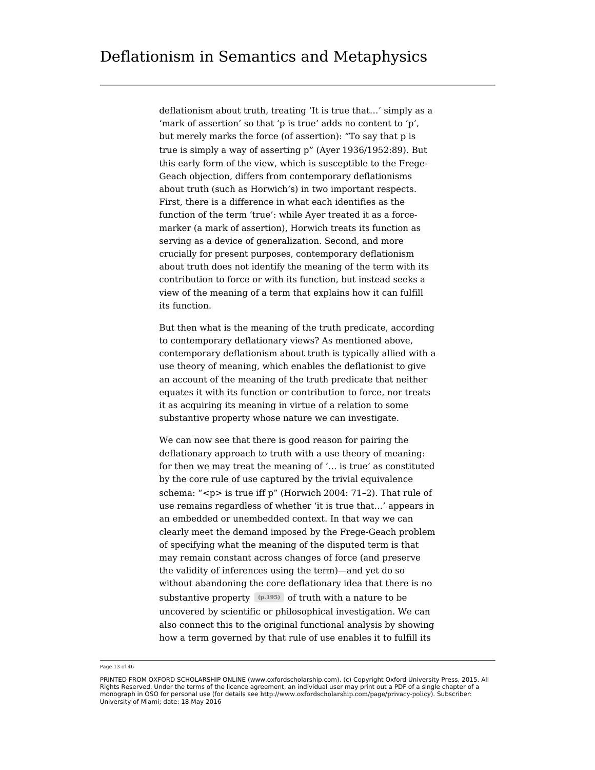deflationism about truth, treating 'It is true that…' simply as a 'mark of assertion' so that 'p is true' adds no content to 'p', but merely marks the force (of assertion): "To say that p is true is simply a way of asserting p" (Ayer 1936/1952:89). But this early form of the view, which is susceptible to the Frege-Geach objection, differs from contemporary deflationisms about truth (such as Horwich's) in two important respects. First, there is a difference in what each identifies as the function of the term 'true': while Ayer treated it as a force-marker (a mark of assertion), Horwich treats its function as serving as a device of generalization. Second, and more crucially for present purposes, contemporary deflationism about truth does not identify the meaning of the term with its contribution to force or with its function, but instead seeks a view of the meaning of a term that explains how it can fulfill its function.

But then what is the meaning of the truth predicate, according to contemporary deflationary views? As mentioned above, contemporary deflationism about truth is typically allied with a use theory of meaning, which enables the deflationist to give an account of the meaning of the truth predicate that neither equates it with its function or contribution to force, nor treats it as acquiring its meaning in virtue of a relation to some substantive property whose nature we can investigate.

We can now see that there is good reason for pairing the deflationary approach to truth with a use theory of meaning: for then we may treat the meaning of '… is true' as constituted by the core rule of use captured by the trivial equivalence schema: "<p> is true iff p" (Horwich 2004: 71–2). That rule of use remains regardless of whether 'it is true that…' appears in an embedded or unembedded context. In that way we can clearly meet the demand imposed by the Frege-Geach problem of specifying what the meaning of the disputed term is that may remain constant across changes of force (and preserve the validity of inferences using the term)—and yet do so without abandoning the core deflationary idea that there is no substantive property (p.195) of truth with a nature to be uncovered by scientific or philosophical investigation. We can also connect this to the original functional analysis by showing how a term governed by that rule of use enables it to fulfill its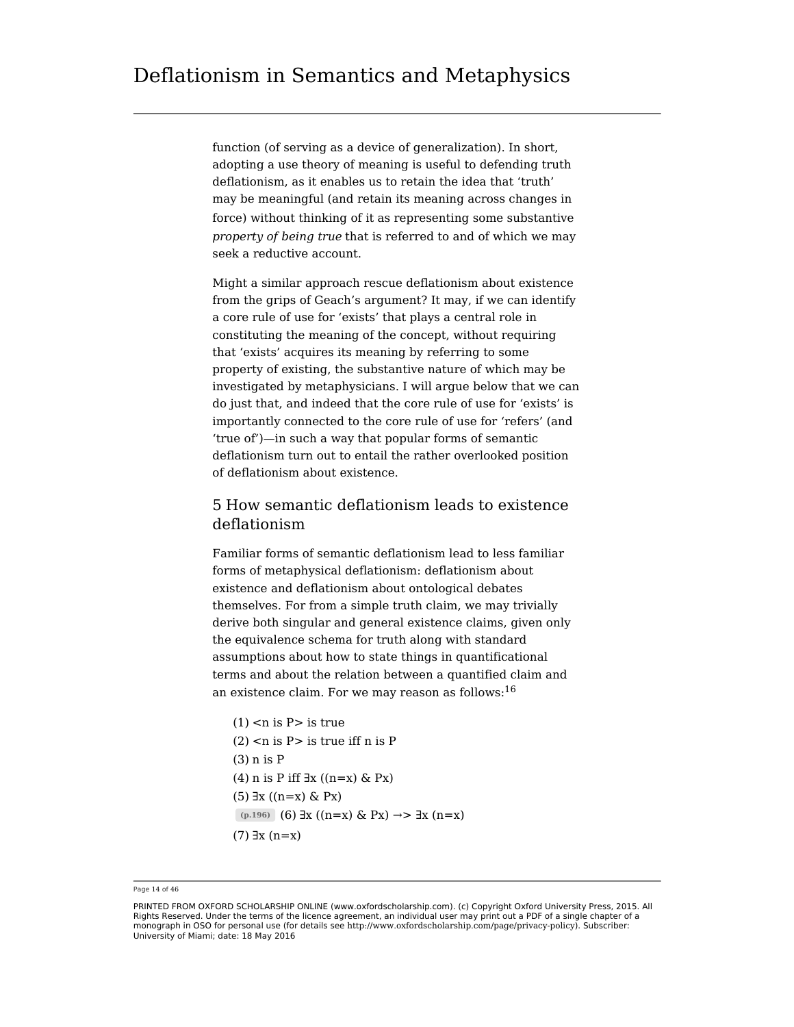function (of serving as a device of generalization). In short, adopting a use theory of meaning is useful to defending truth deflationism, as it enables us to retain the idea that 'truth' may be meaningful (and retain its meaning across changes in force) without thinking of it as representing some substantive *property of being true* that is referred to and of which we may seek a reductive account.

Might a similar approach rescue deflationism about existence from the grips of Geach's argument? It may, if we can identify a core rule of use for 'exists' that plays a central role in constituting the meaning of the concept, without requiring that 'exists' acquires its meaning by referring to some property of existing, the substantive nature of which may be investigated by metaphysicians. I will argue below that we can do just that, and indeed that the core rule of use for 'exists' is importantly connected to the core rule of use for 'refers' (and 'true of')—in such a way that popular forms of semantic deflationism turn out to entail the rather overlooked position of deflationism about existence.

## 5 How semantic deflationism leads to existence deflationism

Familiar forms of semantic deflationism lead to less familiar forms of metaphysical deflationism: deflationism about existence and deflationism about ontological debates themselves. For from a simple truth claim, we may trivially derive both singular and general existence claims, given only the equivalence schema for truth along with standard assumptions about how to state things in quantificational terms and about the relation between a quantified claim and an existence claim. For we may reason as follows:[16]

(1) <n is P> is true

(2) <n is P> is true iff n is P

(3) n is P

(4) n is P iff ∃x ((n=x) & Px)

(5) ∃x ((n=x) & Px)

(p.196) (6) ∃x ((n=x) & Px) →> ∃x (n=x)

(7) ∃x (n=x)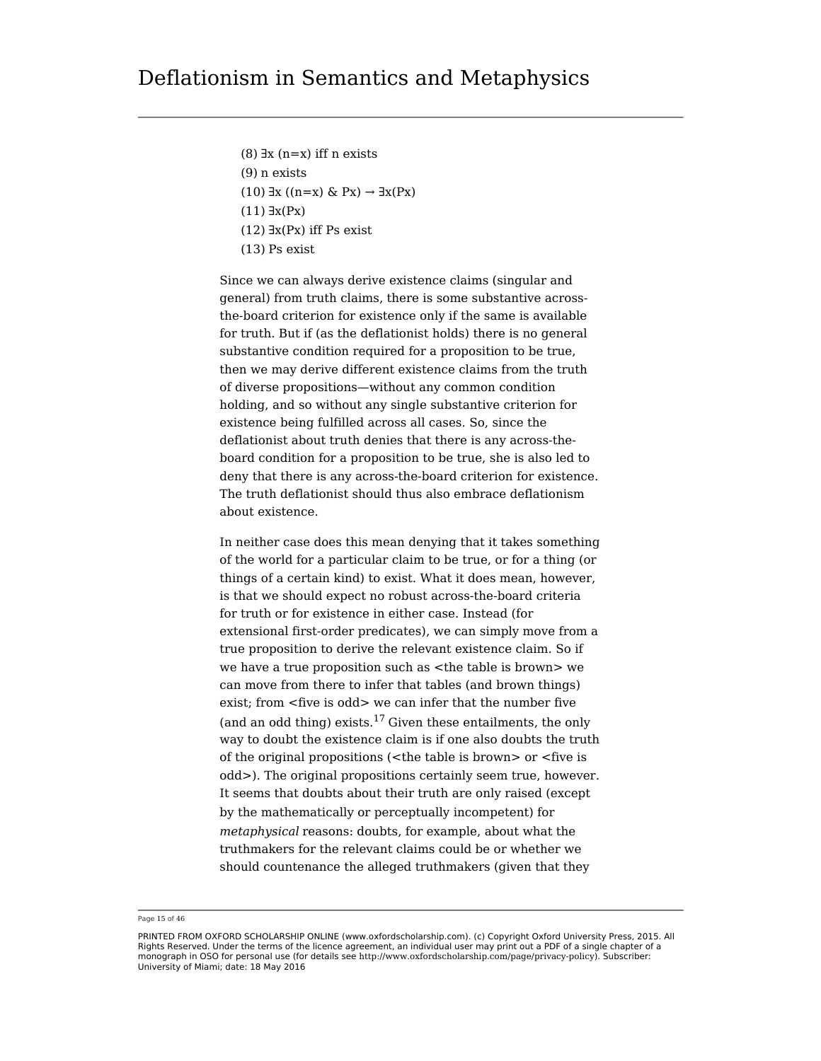(8) $\exists x\ (n=x)$ iff n exists

(9) n exists

(10) $\exists x\ ((n=x)\ \&\ Px) \rightarrow \exists x(Px)$

(11) $\exists x(Px)$

(12) $\exists x(Px)$ iff Ps exist

(13) Ps exist

Since we can always derive existence claims (singular and general) from truth claims, there is some substantive across-the-board criterion for existence only if the same is available for truth. But if (as the deflationist holds) there is no general substantive condition required for a proposition to be true, then we may derive different existence claims from the truth of diverse propositions—without any common condition holding, and so without any single substantive criterion for existence being fulfilled across all cases. So, since the deflationist about truth denies that there is any across-the-board condition for a proposition to be true, she is also led to deny that there is any across-the-board criterion for existence. The truth deflationist should thus also embrace deflationism about existence.

In neither case does this mean denying that it takes something of the world for a particular claim to be true, or for a thing (or things of a certain kind) to exist. What it does mean, however, is that we should expect no robust across-the-board criteria for truth or for existence in either case. Instead (for extensional first-order predicates), we can simply move from a true proposition to derive the relevant existence claim. So if we have a true proposition such as <the table is brown> we can move from there to infer that tables (and brown things) exist; from <five is odd> we can infer that the number five (and an odd thing) exists.[17] Given these entailments, the only way to doubt the existence claim is if one also doubts the truth of the original propositions (<the table is brown> or <five is odd>). The original propositions certainly seem true, however. It seems that doubts about their truth are only raised (except by the mathematically or perceptually incompetent) for *metaphysical* reasons: doubts, for example, about what the truthmakers for the relevant claims could be or whether we should countenance the alleged truthmakers (given that they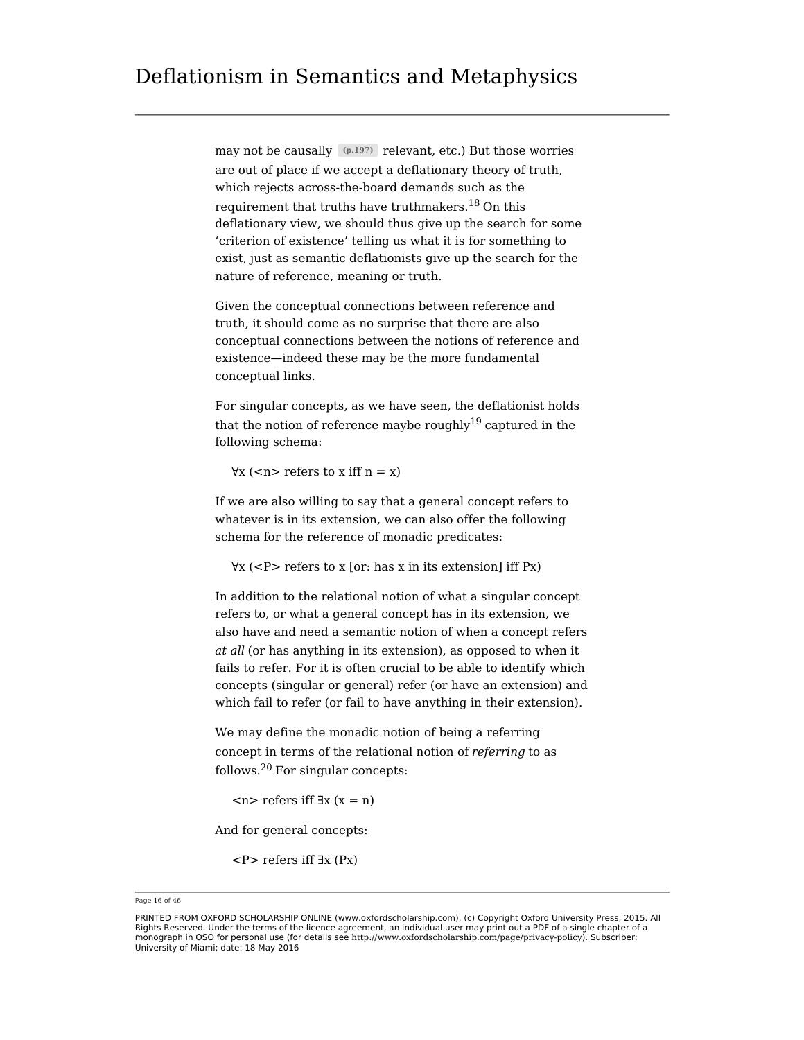may not be causally (p.197) relevant, etc.) But those worries are out of place if we accept a deflationary theory of truth, which rejects across-the-board demands such as the requirement that truths have truthmakers.[18] On this deflationary view, we should thus give up the search for some 'criterion of existence' telling us what it is for something to exist, just as semantic deflationists give up the search for the nature of reference, meaning or truth.

Given the conceptual connections between reference and truth, it should come as no surprise that there are also conceptual connections between the notions of reference and existence—indeed these may be the more fundamental conceptual links.

For singular concepts, as we have seen, the deflationist holds that the notion of reference maybe roughly[19] captured in the following schema:

∀x (<n> refers to x iff n = x)

If we are also willing to say that a general concept refers to whatever is in its extension, we can also offer the following schema for the reference of monadic predicates:

∀x (<P> refers to x [or: has x in its extension] iff Px)

In addition to the relational notion of what a singular concept refers to, or what a general concept has in its extension, we also have and need a semantic notion of when a concept refers *at all* (or has anything in its extension), as opposed to when it fails to refer. For it is often crucial to be able to identify which concepts (singular or general) refer (or have an extension) and which fail to refer (or fail to have anything in their extension).

We may define the monadic notion of being a referring concept in terms of the relational notion of *referring* to as follows.[20] For singular concepts:

<n> refers iff ∃x (x = n)

And for general concepts:

<P> refers iff ∃x (Px)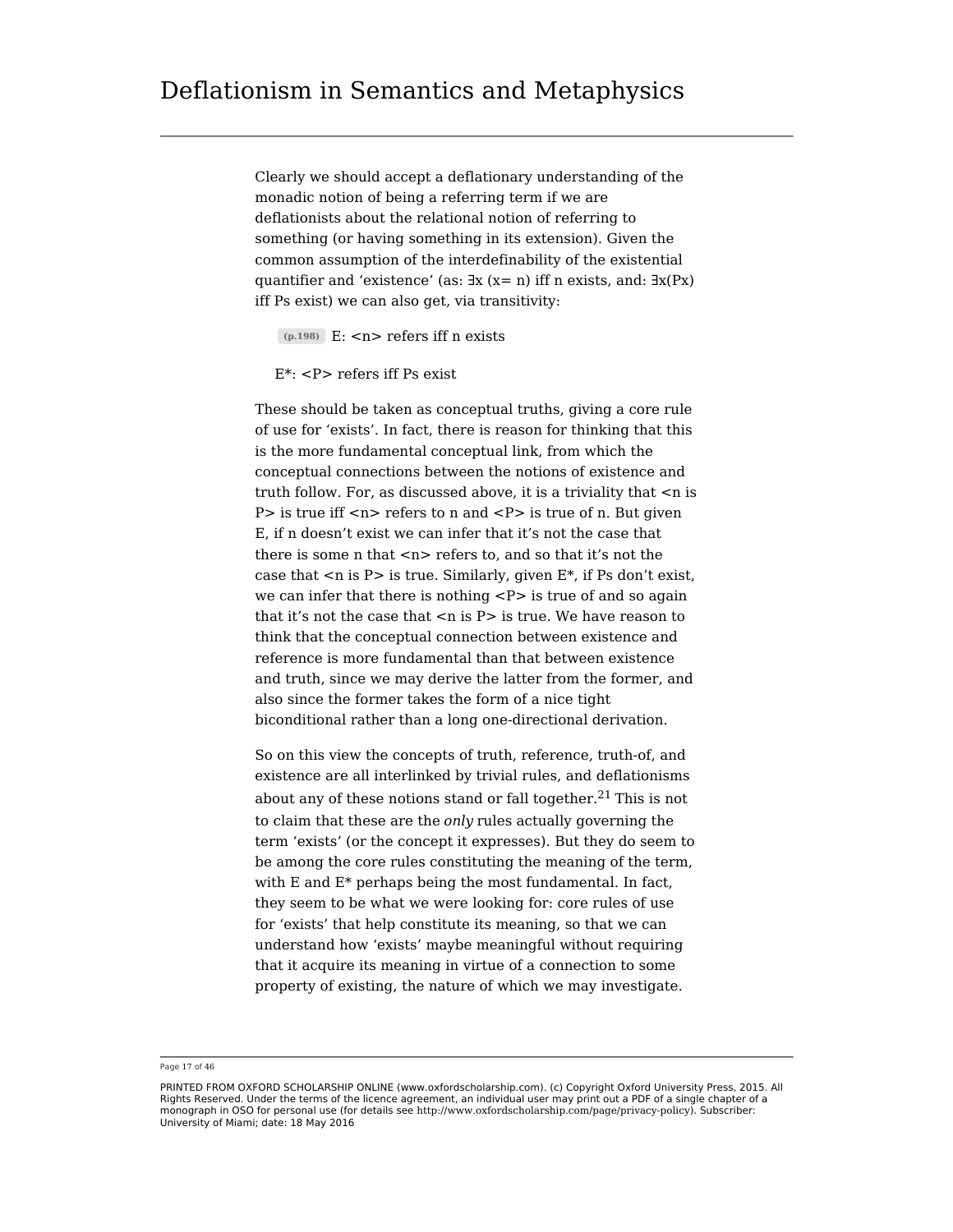Clearly we should accept a deflationary understanding of the monadic notion of being a referring term if we are deflationists about the relational notion of referring to something (or having something in its extension). Given the common assumption of the interdefinability of the existential quantifier and 'existence' (as: ∃x (x= n) iff n exists, and: ∃x(Px) iff Ps exist) we can also get, via transitivity:

(p.198) E: <n> refers iff n exists

E*: <P> refers iff Ps exist

These should be taken as conceptual truths, giving a core rule of use for 'exists'. In fact, there is reason for thinking that this is the more fundamental conceptual link, from which the conceptual connections between the notions of existence and truth follow. For, as discussed above, it is a triviality that <n is P> is true iff <n> refers to n and <P> is true of n. But given E, if n doesn't exist we can infer that it's not the case that there is some n that <n> refers to, and so that it's not the case that <n is P> is true. Similarly, given E*, if Ps don't exist, we can infer that there is nothing <P> is true of and so again that it's not the case that <n is P> is true. We have reason to think that the conceptual connection between existence and reference is more fundamental than that between existence and truth, since we may derive the latter from the former, and also since the former takes the form of a nice tight biconditional rather than a long one-directional derivation.

So on this view the concepts of truth, reference, truth-of, and existence are all interlinked by trivial rules, and deflationisms about any of these notions stand or fall together.[21] This is not to claim that these are the *only* rules actually governing the term 'exists' (or the concept it expresses). But they do seem to be among the core rules constituting the meaning of the term, with E and E* perhaps being the most fundamental. In fact, they seem to be what we were looking for: core rules of use for 'exists' that help constitute its meaning, so that we can understand how 'exists' maybe meaningful without requiring that it acquire its meaning in virtue of a connection to some property of existing, the nature of which we may investigate.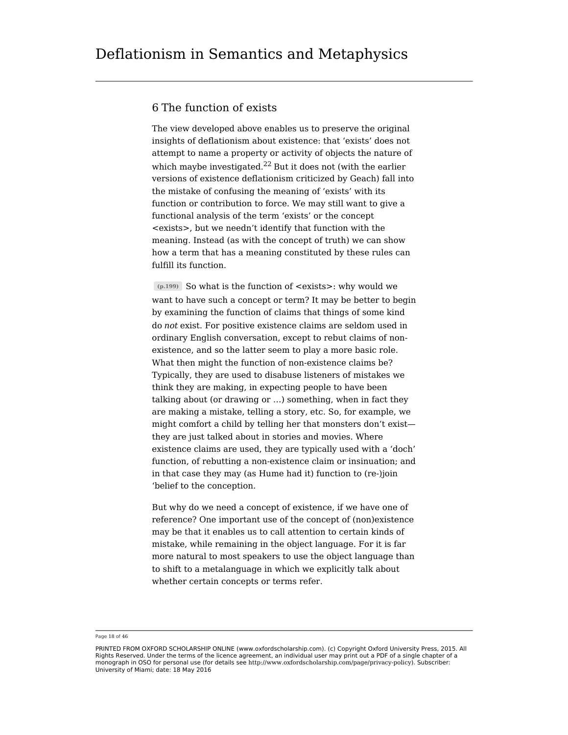## 6 The function of exists

The view developed above enables us to preserve the original insights of deflationism about existence: that 'exists' does not attempt to name a property or activity of objects the nature of which maybe investigated.[22] But it does not (with the earlier versions of existence deflationism criticized by Geach) fall into the mistake of confusing the meaning of 'exists' with its function or contribution to force. We may still want to give a functional analysis of the term 'exists' or the concept <exists>, but we needn't identify that function with the meaning. Instead (as with the concept of truth) we can show how a term that has a meaning constituted by these rules can fulfill its function.

(p.199) So what is the function of <exists>: why would we want to have such a concept or term? It may be better to begin by examining the function of claims that things of some kind do *not* exist. For positive existence claims are seldom used in ordinary English conversation, except to rebut claims of non-existence, and so the latter seem to play a more basic role. What then might the function of non-existence claims be? Typically, they are used to disabuse listeners of mistakes we think they are making, in expecting people to have been talking about (or drawing or …) something, when in fact they are making a mistake, telling a story, etc. So, for example, we might comfort a child by telling her that monsters don't exist—they are just talked about in stories and movies. Where existence claims are used, they are typically used with a 'doch' function, of rebutting a non-existence claim or insinuation; and in that case they may (as Hume had it) function to (re-)join 'belief to the conception.

But why do we need a concept of existence, if we have one of reference? One important use of the concept of (non)existence may be that it enables us to call attention to certain kinds of mistake, while remaining in the object language. For it is far more natural to most speakers to use the object language than to shift to a metalanguage in which we explicitly talk about whether certain concepts or terms refer.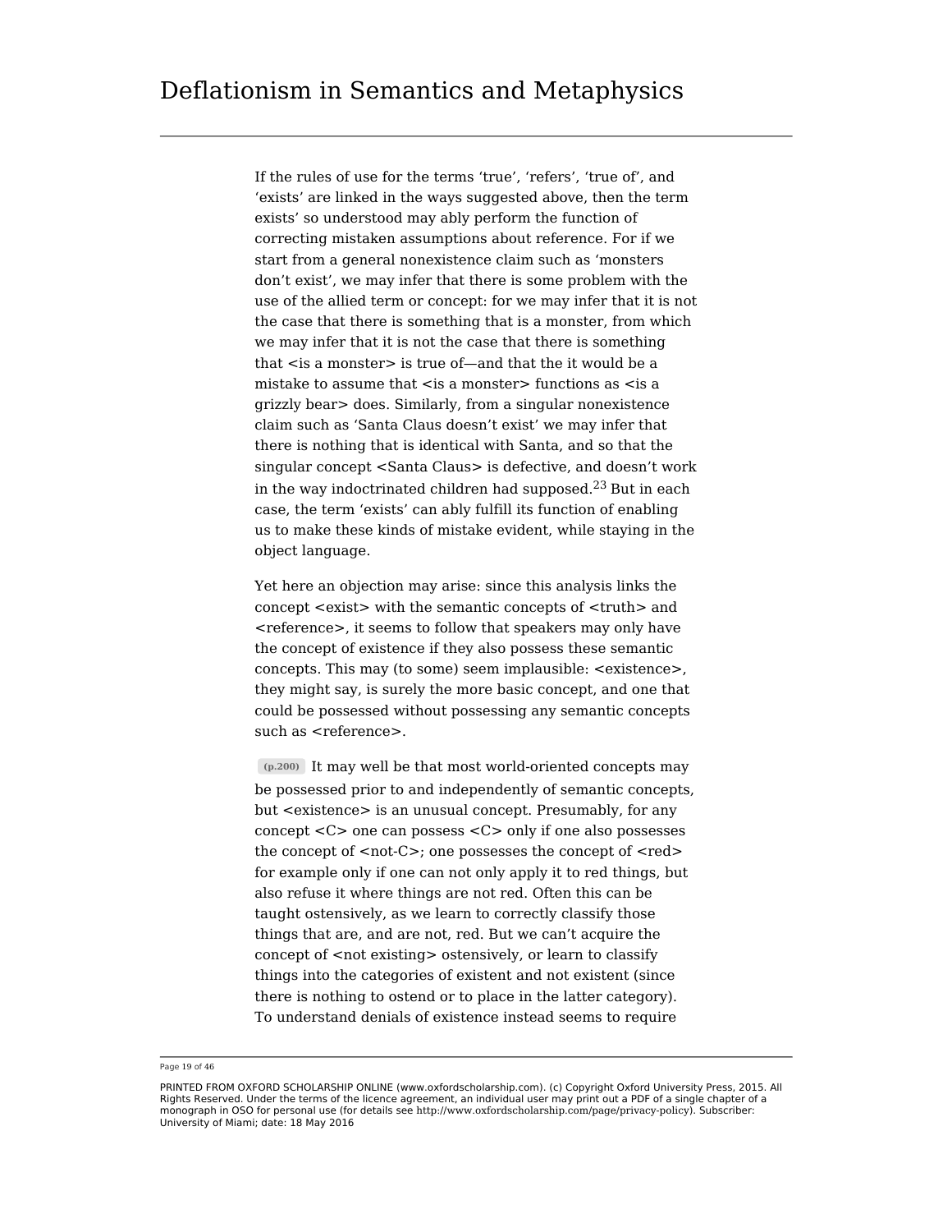If the rules of use for the terms 'true', 'refers', 'true of', and 'exists' are linked in the ways suggested above, then the term exists' so understood may ably perform the function of correcting mistaken assumptions about reference. For if we start from a general nonexistence claim such as 'monsters don't exist', we may infer that there is some problem with the use of the allied term or concept: for we may infer that it is not the case that there is something that is a monster, from which we may infer that it is not the case that there is something that <is a monster> is true of—and that the it would be a mistake to assume that <is a monster> functions as <is a grizzly bear> does. Similarly, from a singular nonexistence claim such as 'Santa Claus doesn't exist' we may infer that there is nothing that is identical with Santa, and so that the singular concept <Santa Claus> is defective, and doesn't work in the way indoctrinated children had supposed.[23] But in each case, the term 'exists' can ably fulfill its function of enabling us to make these kinds of mistake evident, while staying in the object language.

Yet here an objection may arise: since this analysis links the concept <exist> with the semantic concepts of <truth> and <reference>, it seems to follow that speakers may only have the concept of existence if they also possess these semantic concepts. This may (to some) seem implausible: <existence>, they might say, is surely the more basic concept, and one that could be possessed without possessing any semantic concepts such as <reference>.

(p.200) It may well be that most world-oriented concepts may be possessed prior to and independently of semantic concepts, but <existence> is an unusual concept. Presumably, for any concept <C> one can possess <C> only if one also possesses the concept of <not-C>; one possesses the concept of <red> for example only if one can not only apply it to red things, but also refuse it where things are not red. Often this can be taught ostensively, as we learn to correctly classify those things that are, and are not, red. But we can't acquire the concept of <not existing> ostensively, or learn to classify things into the categories of existent and not existent (since there is nothing to ostend or to place in the latter category). To understand denials of existence instead seems to require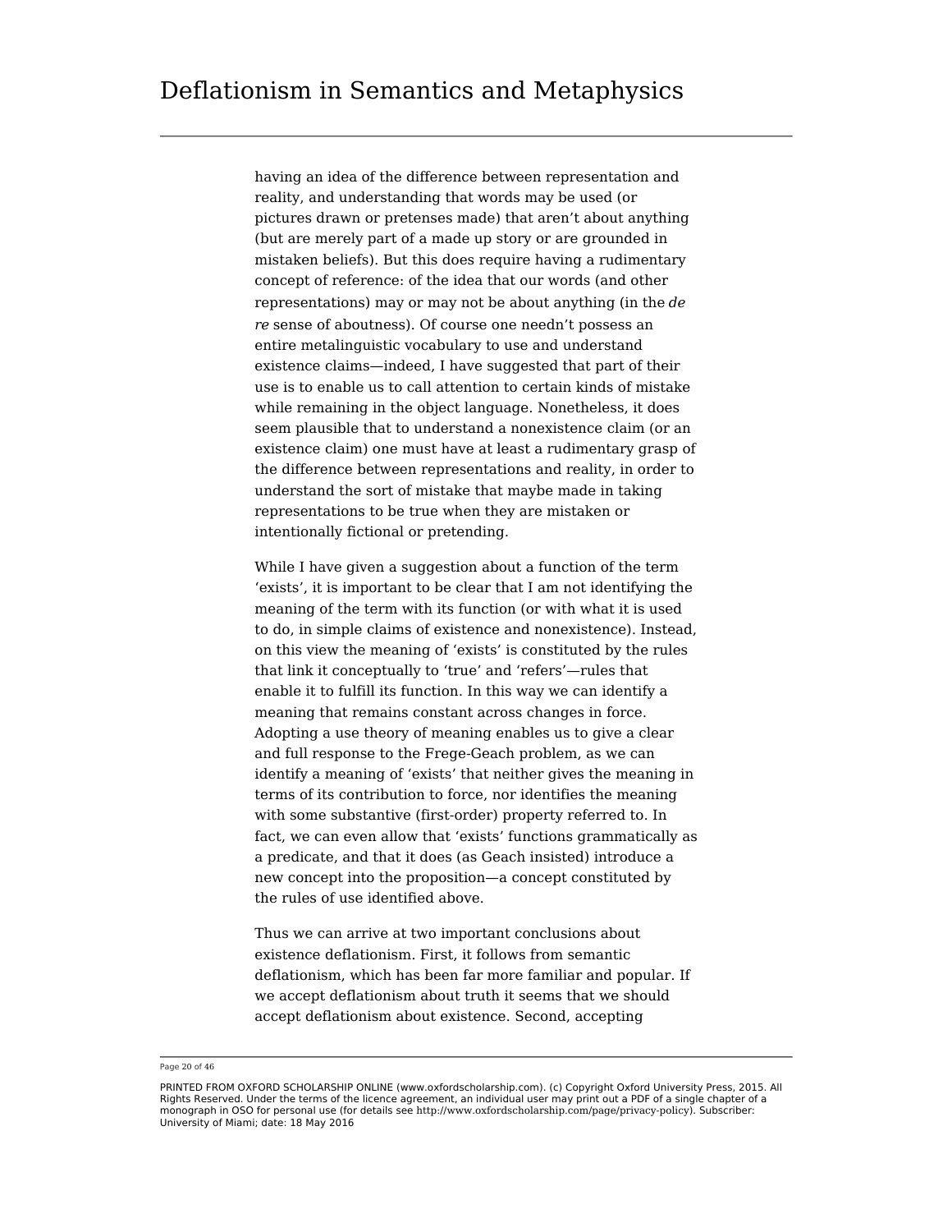having an idea of the difference between representation and reality, and understanding that words may be used (or pictures drawn or pretenses made) that aren't about anything (but are merely part of a made up story or are grounded in mistaken beliefs). But this does require having a rudimentary concept of reference: of the idea that our words (and other representations) may or may not be about anything (in the *de re* sense of aboutness). Of course one needn't possess an entire metalinguistic vocabulary to use and understand existence claims—indeed, I have suggested that part of their use is to enable us to call attention to certain kinds of mistake while remaining in the object language. Nonetheless, it does seem plausible that to understand a nonexistence claim (or an existence claim) one must have at least a rudimentary grasp of the difference between representations and reality, in order to understand the sort of mistake that maybe made in taking representations to be true when they are mistaken or intentionally fictional or pretending.

While I have given a suggestion about a function of the term 'exists', it is important to be clear that I am not identifying the meaning of the term with its function (or with what it is used to do, in simple claims of existence and nonexistence). Instead, on this view the meaning of 'exists' is constituted by the rules that link it conceptually to 'true' and 'refers'—rules that enable it to fulfill its function. In this way we can identify a meaning that remains constant across changes in force. Adopting a use theory of meaning enables us to give a clear and full response to the Frege-Geach problem, as we can identify a meaning of 'exists' that neither gives the meaning in terms of its contribution to force, nor identifies the meaning with some substantive (first-order) property referred to. In fact, we can even allow that 'exists' functions grammatically as a predicate, and that it does (as Geach insisted) introduce a new concept into the proposition—a concept constituted by the rules of use identified above.

Thus we can arrive at two important conclusions about existence deflationism. First, it follows from semantic deflationism, which has been far more familiar and popular. If we accept deflationism about truth it seems that we should accept deflationism about existence. Second, accepting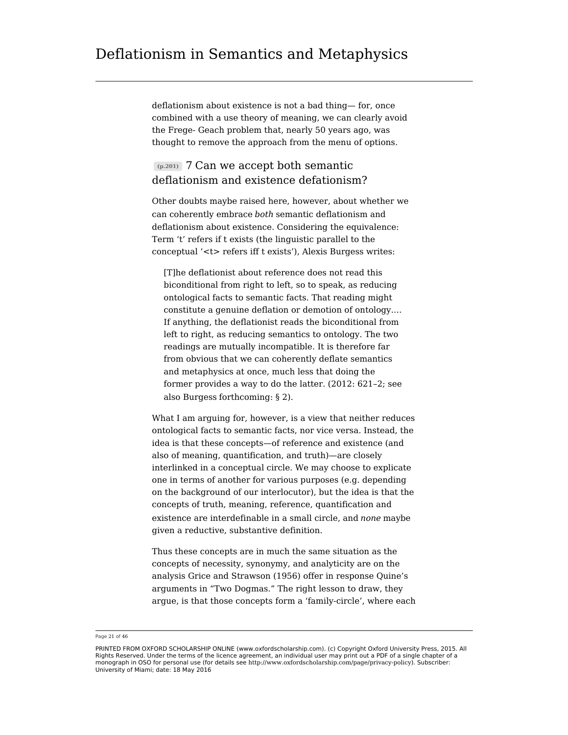deflationism about existence is not a bad thing— for, once combined with a use theory of meaning, we can clearly avoid the Frege- Geach problem that, nearly 50 years ago, was thought to remove the approach from the menu of options.

## (p.201) 7 Can we accept both semantic deflationism and existence defationism?

Other doubts maybe raised here, however, about whether we can coherently embrace *both* semantic deflationism and deflationism about existence. Considering the equivalence: Term 't' refers if t exists (the linguistic parallel to the conceptual '<t> refers iff t exists'), Alexis Burgess writes:

> [T]he deflationist about reference does not read this biconditional from right to left, so to speak, as reducing ontological facts to semantic facts. That reading might constitute a genuine deflation or demotion of ontology.… If anything, the deflationist reads the biconditional from left to right, as reducing semantics to ontology. The two readings are mutually incompatible. It is therefore far from obvious that we can coherently deflate semantics and metaphysics at once, much less that doing the former provides a way to do the latter. (2012: 621–2; see also Burgess forthcoming: § 2).

What I am arguing for, however, is a view that neither reduces ontological facts to semantic facts, nor vice versa. Instead, the idea is that these concepts—of reference and existence (and also of meaning, quantification, and truth)—are closely interlinked in a conceptual circle. We may choose to explicate one in terms of another for various purposes (e.g. depending on the background of our interlocutor), but the idea is that the concepts of truth, meaning, reference, quantification and existence are interdefinable in a small circle, and *none* maybe given a reductive, substantive definition.

Thus these concepts are in much the same situation as the concepts of necessity, synonymy, and analyticity are on the analysis Grice and Strawson (1956) offer in response Quine's arguments in "Two Dogmas." The right lesson to draw, they argue, is that those concepts form a 'family-circle', where each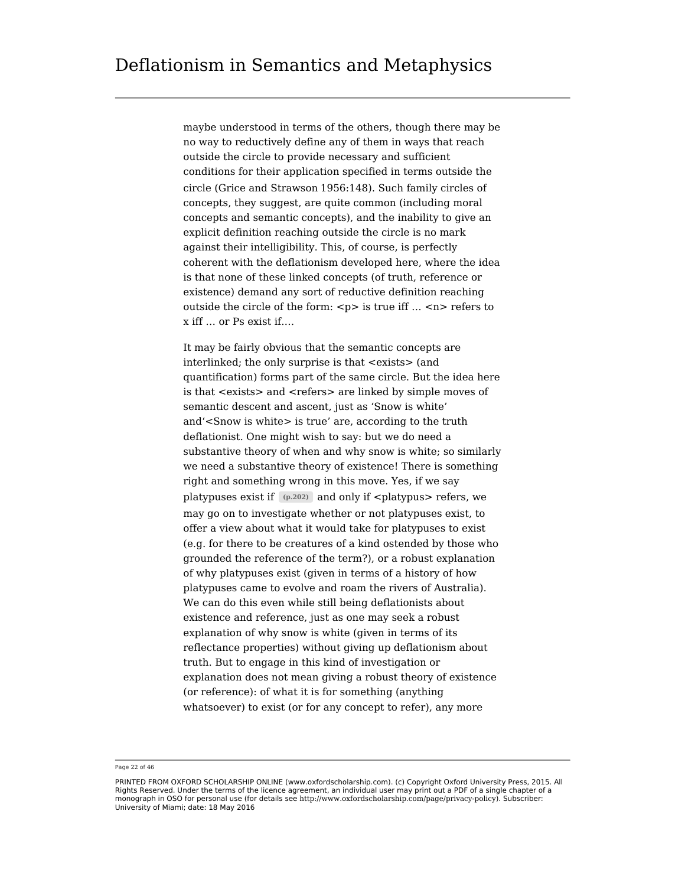maybe understood in terms of the others, though there may be no way to reductively define any of them in ways that reach outside the circle to provide necessary and sufficient conditions for their application specified in terms outside the circle (Grice and Strawson 1956:148). Such family circles of concepts, they suggest, are quite common (including moral concepts and semantic concepts), and the inability to give an explicit definition reaching outside the circle is no mark against their intelligibility. This, of course, is perfectly coherent with the deflationism developed here, where the idea is that none of these linked concepts (of truth, reference or existence) demand any sort of reductive definition reaching outside the circle of the form: <p> is true iff … <n> refers to x iff … or Ps exist if….

It may be fairly obvious that the semantic concepts are interlinked; the only surprise is that <exists> (and quantification) forms part of the same circle. But the idea here is that <exists> and <refers> are linked by simple moves of semantic descent and ascent, just as 'Snow is white' and'<Snow is white> is true' are, according to the truth deflationist. One might wish to say: but we do need a substantive theory of when and why snow is white; so similarly we need a substantive theory of existence! There is something right and something wrong in this move. Yes, if we say platypuses exist if (p.202) and only if <platypus> refers, we may go on to investigate whether or not platypuses exist, to offer a view about what it would take for platypuses to exist (e.g. for there to be creatures of a kind ostended by those who grounded the reference of the term?), or a robust explanation of why platypuses exist (given in terms of a history of how platypuses came to evolve and roam the rivers of Australia). We can do this even while still being deflationists about existence and reference, just as one may seek a robust explanation of why snow is white (given in terms of its reflectance properties) without giving up deflationism about truth. But to engage in this kind of investigation or explanation does not mean giving a robust theory of existence (or reference): of what it is for something (anything whatsoever) to exist (or for any concept to refer), any more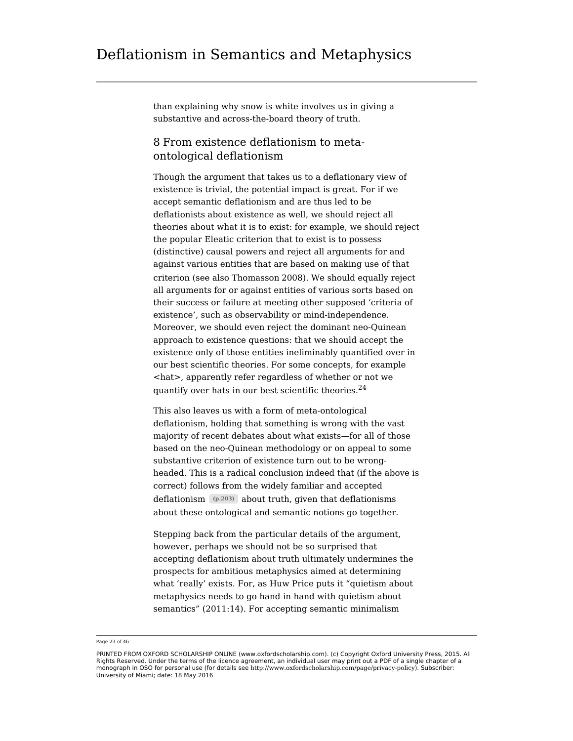than explaining why snow is white involves us in giving a substantive and across-the-board theory of truth.

## 8 From existence deflationism to meta-ontological deflationism

Though the argument that takes us to a deflationary view of existence is trivial, the potential impact is great. For if we accept semantic deflationism and are thus led to be deflationists about existence as well, we should reject all theories about what it is to exist: for example, we should reject the popular Eleatic criterion that to exist is to possess (distinctive) causal powers and reject all arguments for and against various entities that are based on making use of that criterion (see also Thomasson 2008). We should equally reject all arguments for or against entities of various sorts based on their success or failure at meeting other supposed 'criteria of existence', such as observability or mind-independence. Moreover, we should even reject the dominant neo-Quinean approach to existence questions: that we should accept the existence only of those entities ineliminably quantified over in our best scientific theories. For some concepts, for example <hat>, apparently refer regardless of whether or not we quantify over hats in our best scientific theories.[24]

This also leaves us with a form of meta-ontological deflationism, holding that something is wrong with the vast majority of recent debates about what exists—for all of those based on the neo-Quinean methodology or on appeal to some substantive criterion of existence turn out to be wrong-headed. This is a radical conclusion indeed that (if the above is correct) follows from the widely familiar and accepted deflationism (p.203) about truth, given that deflationisms about these ontological and semantic notions go together.

Stepping back from the particular details of the argument, however, perhaps we should not be so surprised that accepting deflationism about truth ultimately undermines the prospects for ambitious metaphysics aimed at determining what 'really' exists. For, as Huw Price puts it "quietism about metaphysics needs to go hand in hand with quietism about semantics" (2011:14). For accepting semantic minimalism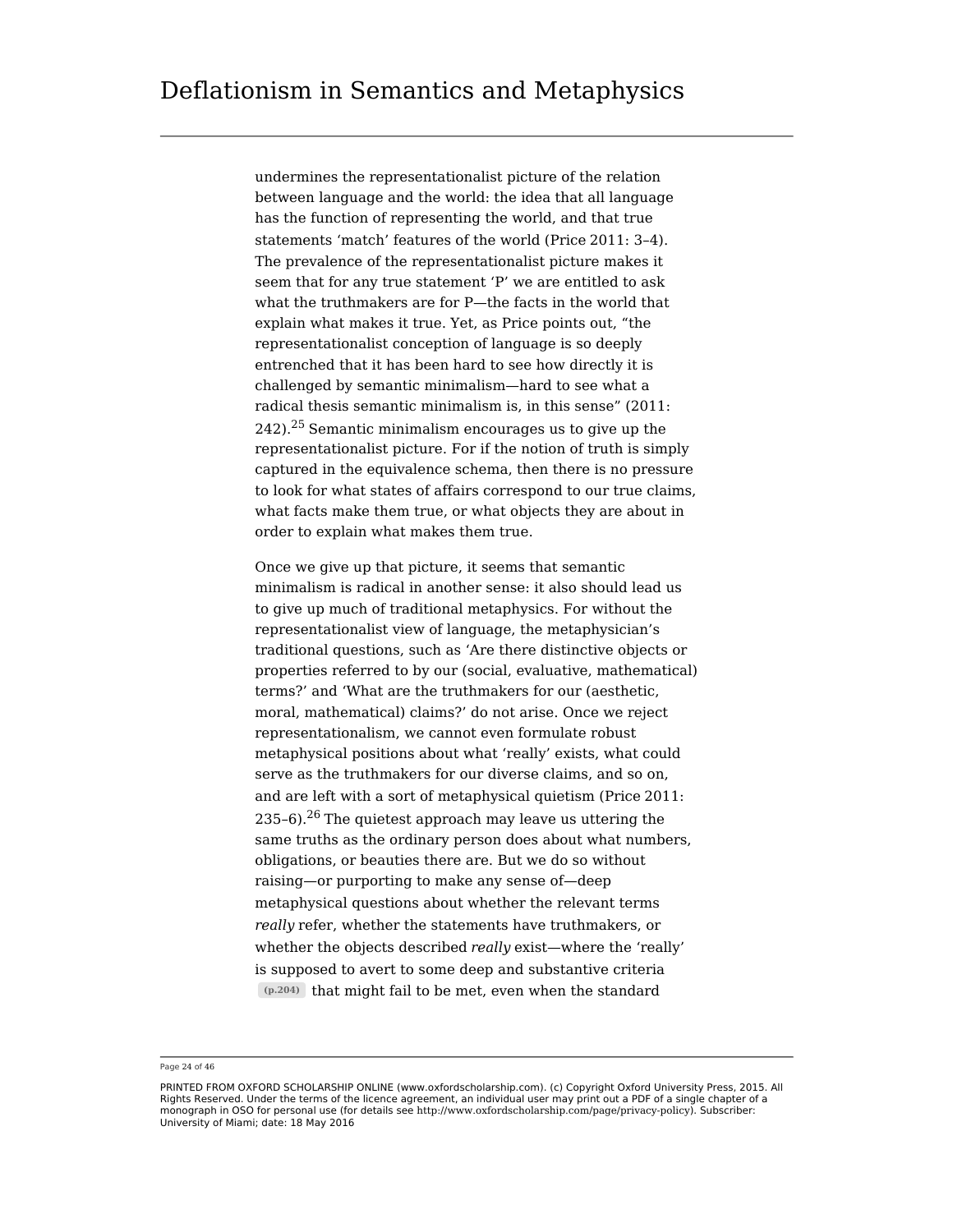undermines the representationalist picture of the relation between language and the world: the idea that all language has the function of representing the world, and that true statements 'match' features of the world (Price 2011: 3–4). The prevalence of the representationalist picture makes it seem that for any true statement 'P' we are entitled to ask what the truthmakers are for P—the facts in the world that explain what makes it true. Yet, as Price points out, "the representationalist conception of language is so deeply entrenched that it has been hard to see how directly it is challenged by semantic minimalism—hard to see what a radical thesis semantic minimalism is, in this sense" (2011: 242).[25] Semantic minimalism encourages us to give up the representationalist picture. For if the notion of truth is simply captured in the equivalence schema, then there is no pressure to look for what states of affairs correspond to our true claims, what facts make them true, or what objects they are about in order to explain what makes them true.

Once we give up that picture, it seems that semantic minimalism is radical in another sense: it also should lead us to give up much of traditional metaphysics. For without the representationalist view of language, the metaphysician's traditional questions, such as 'Are there distinctive objects or properties referred to by our (social, evaluative, mathematical) terms?' and 'What are the truthmakers for our (aesthetic, moral, mathematical) claims?' do not arise. Once we reject representationalism, we cannot even formulate robust metaphysical positions about what 'really' exists, what could serve as the truthmakers for our diverse claims, and so on, and are left with a sort of metaphysical quietism (Price 2011: 235–6).[26] The quietest approach may leave us uttering the same truths as the ordinary person does about what numbers, obligations, or beauties there are. But we do so without raising—or purporting to make any sense of—deep metaphysical questions about whether the relevant terms *really* refer, whether the statements have truthmakers, or whether the objects described *really* exist—where the 'really' is supposed to avert to some deep and substantive criteria (p.204) that might fail to be met, even when the standard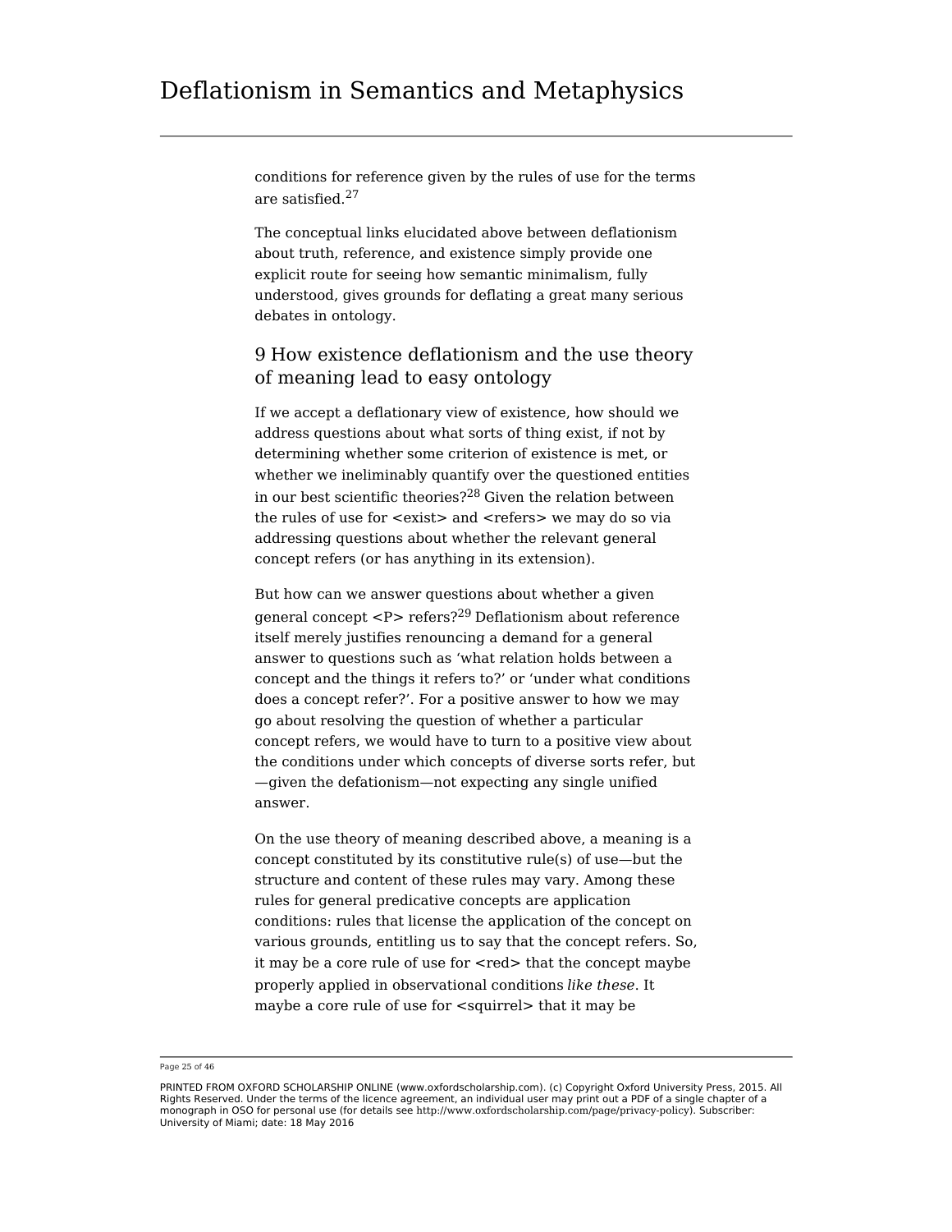conditions for reference given by the rules of use for the terms are satisfied.[27]

The conceptual links elucidated above between deflationism about truth, reference, and existence simply provide one explicit route for seeing how semantic minimalism, fully understood, gives grounds for deflating a great many serious debates in ontology.

## 9 How existence deflationism and the use theory of meaning lead to easy ontology

If we accept a deflationary view of existence, how should we address questions about what sorts of thing exist, if not by determining whether some criterion of existence is met, or whether we ineliminably quantify over the questioned entities in our best scientific theories?[28] Given the relation between the rules of use for <exist> and <refers> we may do so via addressing questions about whether the relevant general concept refers (or has anything in its extension).

But how can we answer questions about whether a given general concept <P> refers?[29] Deflationism about reference itself merely justifies renouncing a demand for a general answer to questions such as 'what relation holds between a concept and the things it refers to?' or 'under what conditions does a concept refer?'. For a positive answer to how we may go about resolving the question of whether a particular concept refers, we would have to turn to a positive view about the conditions under which concepts of diverse sorts refer, but —given the defationism—not expecting any single unified answer.

On the use theory of meaning described above, a meaning is a concept constituted by its constitutive rule(s) of use—but the structure and content of these rules may vary. Among these rules for general predicative concepts are application conditions: rules that license the application of the concept on various grounds, entitling us to say that the concept refers. So, it may be a core rule of use for <red> that the concept maybe properly applied in observational conditions *like these*. It maybe a core rule of use for <squirrel> that it may be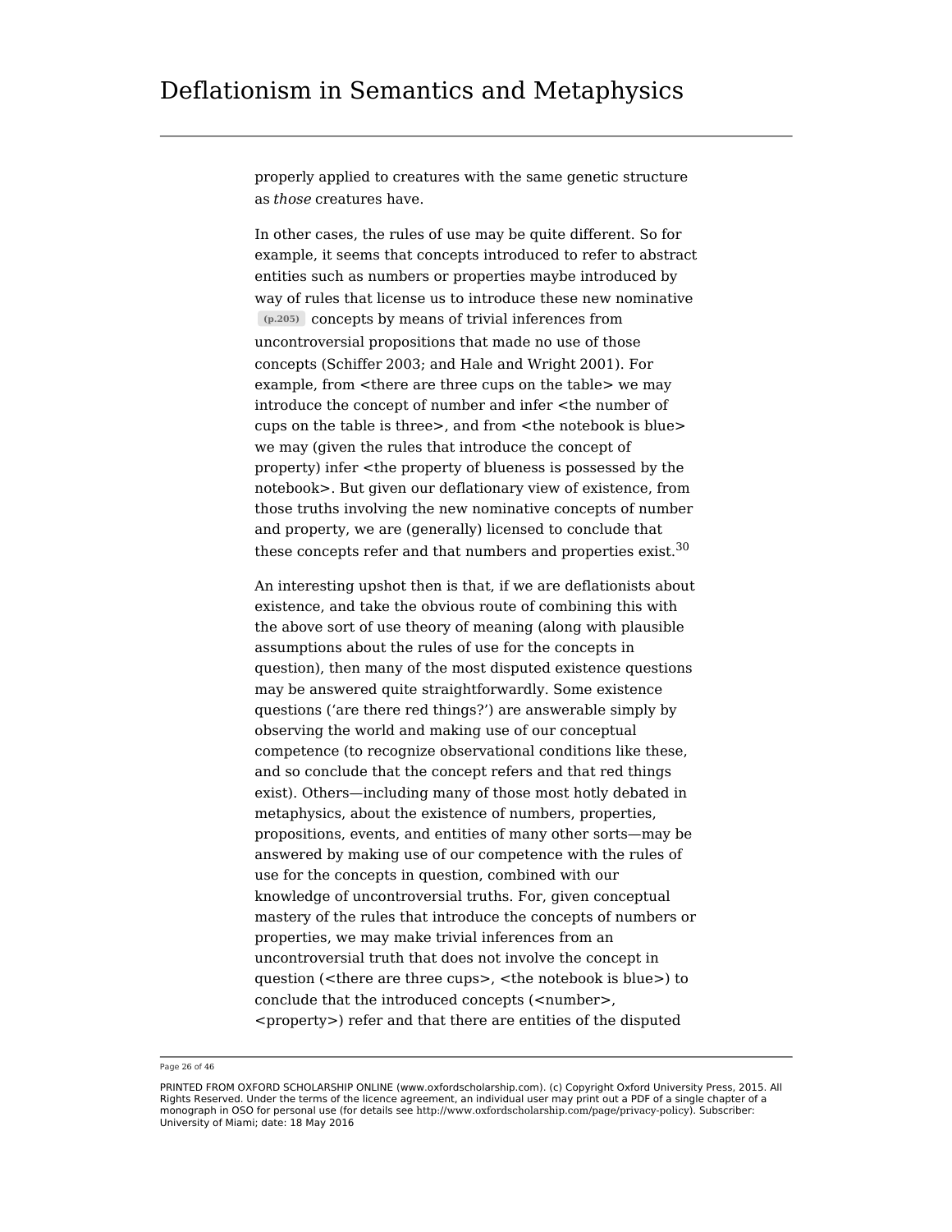properly applied to creatures with the same genetic structure as *those* creatures have.

In other cases, the rules of use may be quite different. So for example, it seems that concepts introduced to refer to abstract entities such as numbers or properties maybe introduced by way of rules that license us to introduce these new nominative (p.205) concepts by means of trivial inferences from uncontroversial propositions that made no use of those concepts (Schiffer 2003; and Hale and Wright 2001). For example, from <there are three cups on the table> we may introduce the concept of number and infer <the number of cups on the table is three>, and from <the notebook is blue> we may (given the rules that introduce the concept of property) infer <the property of blueness is possessed by the notebook>. But given our deflationary view of existence, from those truths involving the new nominative concepts of number and property, we are (generally) licensed to conclude that these concepts refer and that numbers and properties exist.[30]

An interesting upshot then is that, if we are deflationists about existence, and take the obvious route of combining this with the above sort of use theory of meaning (along with plausible assumptions about the rules of use for the concepts in question), then many of the most disputed existence questions may be answered quite straightforwardly. Some existence questions ('are there red things?') are answerable simply by observing the world and making use of our conceptual competence (to recognize observational conditions like these, and so conclude that the concept refers and that red things exist). Others—including many of those most hotly debated in metaphysics, about the existence of numbers, properties, propositions, events, and entities of many other sorts—may be answered by making use of our competence with the rules of use for the concepts in question, combined with our knowledge of uncontroversial truths. For, given conceptual mastery of the rules that introduce the concepts of numbers or properties, we may make trivial inferences from an uncontroversial truth that does not involve the concept in question (<there are three cups>, <the notebook is blue>) to conclude that the introduced concepts (<number>, <property>) refer and that there are entities of the disputed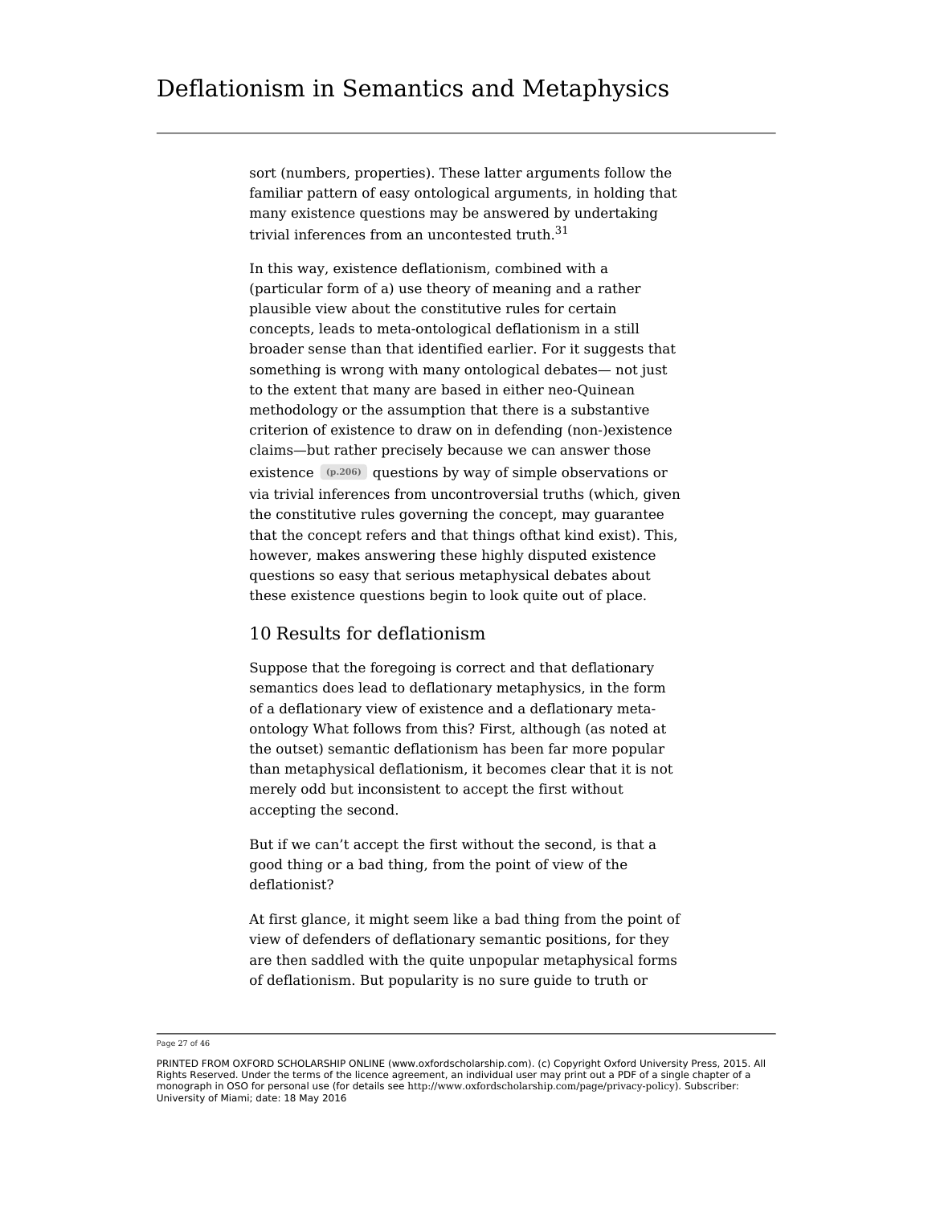sort (numbers, properties). These latter arguments follow the familiar pattern of easy ontological arguments, in holding that many existence questions may be answered by undertaking trivial inferences from an uncontested truth.[31]

In this way, existence deflationism, combined with a (particular form of a) use theory of meaning and a rather plausible view about the constitutive rules for certain concepts, leads to meta-ontological deflationism in a still broader sense than that identified earlier. For it suggests that something is wrong with many ontological debates— not just to the extent that many are based in either neo-Quinean methodology or the assumption that there is a substantive criterion of existence to draw on in defending (non-)existence claims—but rather precisely because we can answer those existence (p.206) questions by way of simple observations or via trivial inferences from uncontroversial truths (which, given the constitutive rules governing the concept, may guarantee that the concept refers and that things ofthat kind exist). This, however, makes answering these highly disputed existence questions so easy that serious metaphysical debates about these existence questions begin to look quite out of place.

## 10 Results for deflationism

Suppose that the foregoing is correct and that deflationary semantics does lead to deflationary metaphysics, in the form of a deflationary view of existence and a deflationary meta-ontology What follows from this? First, although (as noted at the outset) semantic deflationism has been far more popular than metaphysical deflationism, it becomes clear that it is not merely odd but inconsistent to accept the first without accepting the second.

But if we can't accept the first without the second, is that a good thing or a bad thing, from the point of view of the deflationist?

At first glance, it might seem like a bad thing from the point of view of defenders of deflationary semantic positions, for they are then saddled with the quite unpopular metaphysical forms of deflationism. But popularity is no sure guide to truth or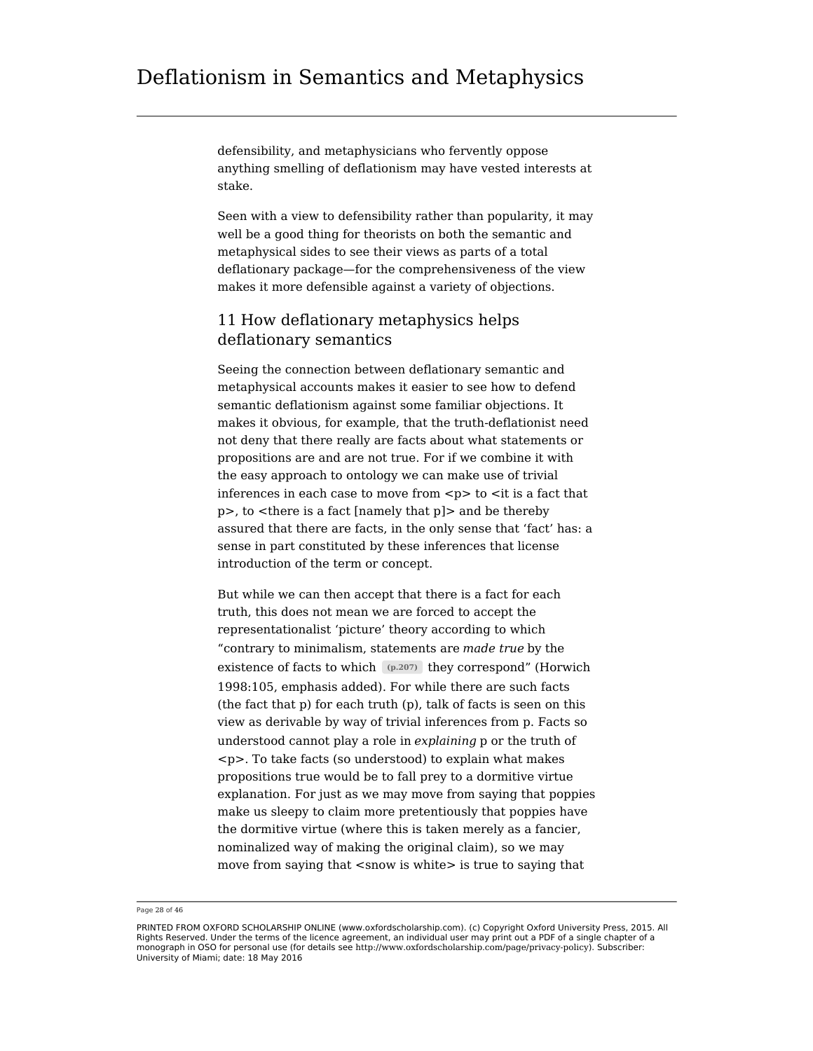defensibility, and metaphysicians who fervently oppose anything smelling of deflationism may have vested interests at stake.

Seen with a view to defensibility rather than popularity, it may well be a good thing for theorists on both the semantic and metaphysical sides to see their views as parts of a total deflationary package—for the comprehensiveness of the view makes it more defensible against a variety of objections.

## 11 How deflationary metaphysics helps deflationary semantics

Seeing the connection between deflationary semantic and metaphysical accounts makes it easier to see how to defend semantic deflationism against some familiar objections. It makes it obvious, for example, that the truth-deflationist need not deny that there really are facts about what statements or propositions are and are not true. For if we combine it with the easy approach to ontology we can make use of trivial inferences in each case to move from <p> to <it is a fact that p>, to <there is a fact [namely that p]> and be thereby assured that there are facts, in the only sense that 'fact' has: a sense in part constituted by these inferences that license introduction of the term or concept.

But while we can then accept that there is a fact for each truth, this does not mean we are forced to accept the representationalist 'picture' theory according to which "contrary to minimalism, statements are *made true* by the existence of facts to which (p.207) they correspond" (Horwich 1998:105, emphasis added). For while there are such facts (the fact that p) for each truth (p), talk of facts is seen on this view as derivable by way of trivial inferences from p. Facts so understood cannot play a role in *explaining* p or the truth of <p>. To take facts (so understood) to explain what makes propositions true would be to fall prey to a dormitive virtue explanation. For just as we may move from saying that poppies make us sleepy to claim more pretentiously that poppies have the dormitive virtue (where this is taken merely as a fancier, nominalized way of making the original claim), so we may move from saying that <snow is white> is true to saying that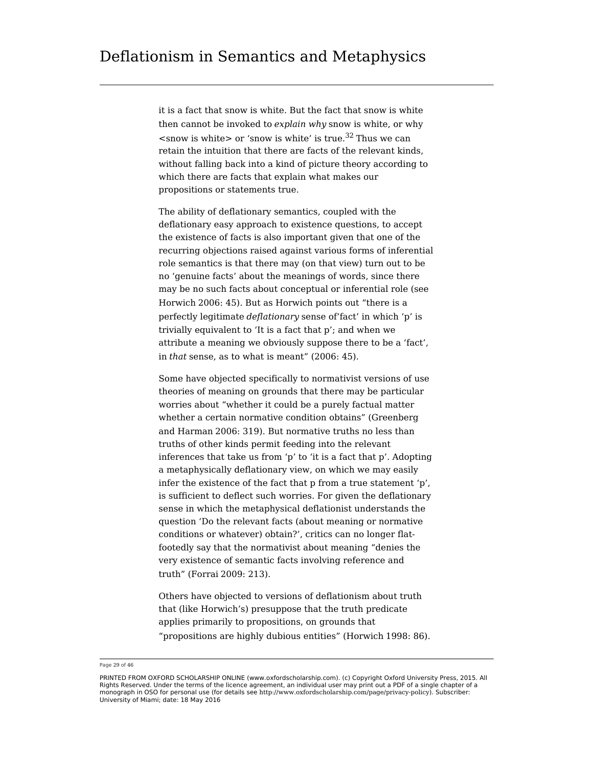it is a fact that snow is white. But the fact that snow is white then cannot be invoked to *explain why* snow is white, or why <snow is white> or 'snow is white' is true.[32] Thus we can retain the intuition that there are facts of the relevant kinds, without falling back into a kind of picture theory according to which there are facts that explain what makes our propositions or statements true.

The ability of deflationary semantics, coupled with the deflationary easy approach to existence questions, to accept the existence of facts is also important given that one of the recurring objections raised against various forms of inferential role semantics is that there may (on that view) turn out to be no 'genuine facts' about the meanings of words, since there may be no such facts about conceptual or inferential role (see Horwich 2006: 45). But as Horwich points out "there is a perfectly legitimate *deflationary* sense of'fact' in which 'p' is trivially equivalent to 'It is a fact that p'; and when we attribute a meaning we obviously suppose there to be a 'fact', in *that* sense, as to what is meant" (2006: 45).

Some have objected specifically to normativist versions of use theories of meaning on grounds that there may be particular worries about "whether it could be a purely factual matter whether a certain normative condition obtains" (Greenberg and Harman 2006: 319). But normative truths no less than truths of other kinds permit feeding into the relevant inferences that take us from 'p' to 'it is a fact that p'. Adopting a metaphysically deflationary view, on which we may easily infer the existence of the fact that p from a true statement 'p', is sufficient to deflect such worries. For given the deflationary sense in which the metaphysical deflationist understands the question 'Do the relevant facts (about meaning or normative conditions or whatever) obtain?', critics can no longer flat-footedly say that the normativist about meaning "denies the very existence of semantic facts involving reference and truth" (Forrai 2009: 213).

Others have objected to versions of deflationism about truth that (like Horwich's) presuppose that the truth predicate applies primarily to propositions, on grounds that "propositions are highly dubious entities" (Horwich 1998: 86).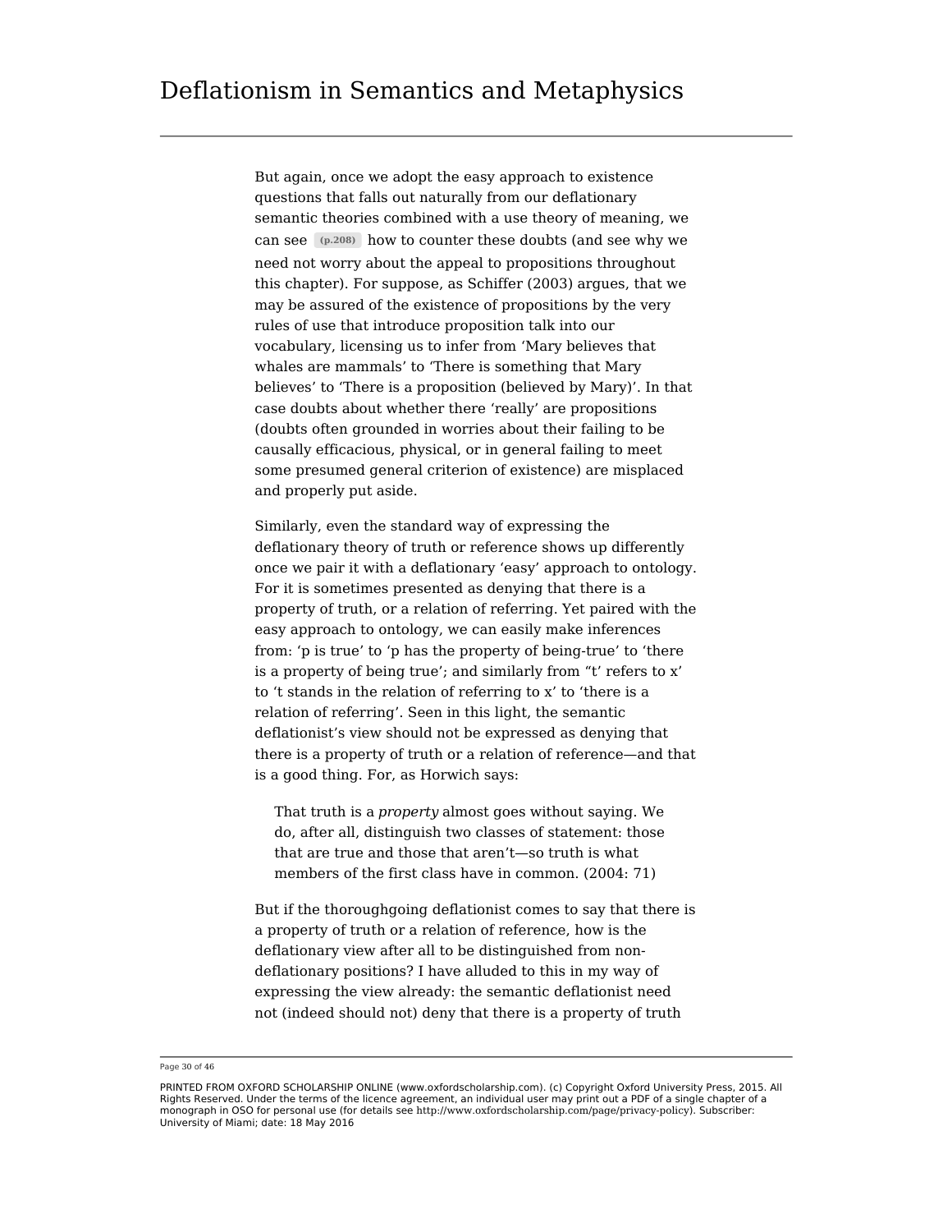But again, once we adopt the easy approach to existence questions that falls out naturally from our deflationary semantic theories combined with a use theory of meaning, we can see (p.208) how to counter these doubts (and see why we need not worry about the appeal to propositions throughout this chapter). For suppose, as Schiffer (2003) argues, that we may be assured of the existence of propositions by the very rules of use that introduce proposition talk into our vocabulary, licensing us to infer from 'Mary believes that whales are mammals' to 'There is something that Mary believes' to 'There is a proposition (believed by Mary)'. In that case doubts about whether there 'really' are propositions (doubts often grounded in worries about their failing to be causally efficacious, physical, or in general failing to meet some presumed general criterion of existence) are misplaced and properly put aside.

Similarly, even the standard way of expressing the deflationary theory of truth or reference shows up differently once we pair it with a deflationary 'easy' approach to ontology. For it is sometimes presented as denying that there is a property of truth, or a relation of referring. Yet paired with the easy approach to ontology, we can easily make inferences from: 'p is true' to 'p has the property of being-true' to 'there is a property of being true'; and similarly from "t' refers to x' to 't stands in the relation of referring to x' to 'there is a relation of referring'. Seen in this light, the semantic deflationist's view should not be expressed as denying that there is a property of truth or a relation of reference—and that is a good thing. For, as Horwich says:

> That truth is a *property* almost goes without saying. We do, after all, distinguish two classes of statement: those that are true and those that aren't—so truth is what members of the first class have in common. (2004: 71)

But if the thoroughgoing deflationist comes to say that there is a property of truth or a relation of reference, how is the deflationary view after all to be distinguished from non-deflationary positions? I have alluded to this in my way of expressing the view already: the semantic deflationist need not (indeed should not) deny that there is a property of truth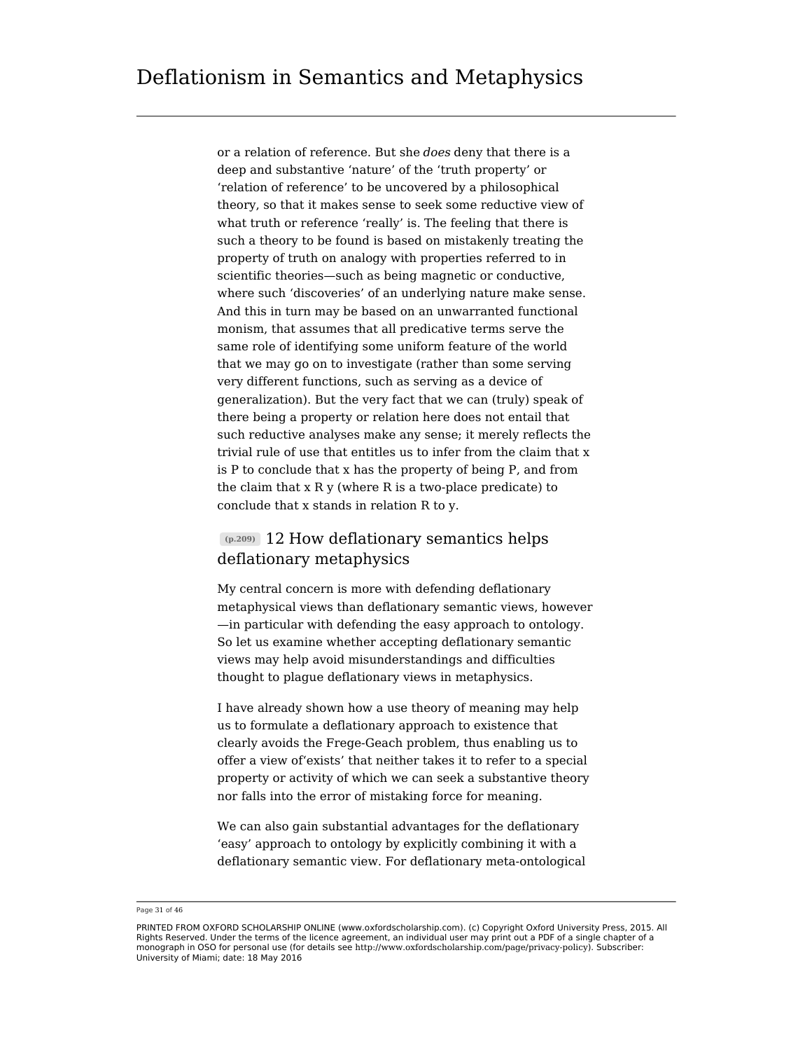or a relation of reference. But she *does* deny that there is a deep and substantive 'nature' of the 'truth property' or 'relation of reference' to be uncovered by a philosophical theory, so that it makes sense to seek some reductive view of what truth or reference 'really' is. The feeling that there is such a theory to be found is based on mistakenly treating the property of truth on analogy with properties referred to in scientific theories—such as being magnetic or conductive, where such 'discoveries' of an underlying nature make sense. And this in turn may be based on an unwarranted functional monism, that assumes that all predicative terms serve the same role of identifying some uniform feature of the world that we may go on to investigate (rather than some serving very different functions, such as serving as a device of generalization). But the very fact that we can (truly) speak of there being a property or relation here does not entail that such reductive analyses make any sense; it merely reflects the trivial rule of use that entitles us to infer from the claim that x is P to conclude that x has the property of being P, and from the claim that x R y (where R is a two-place predicate) to conclude that x stands in relation R to y.

## (p.209) 12 How deflationary semantics helps deflationary metaphysics

My central concern is more with defending deflationary metaphysical views than deflationary semantic views, however —in particular with defending the easy approach to ontology. So let us examine whether accepting deflationary semantic views may help avoid misunderstandings and difficulties thought to plague deflationary views in metaphysics.

I have already shown how a use theory of meaning may help us to formulate a deflationary approach to existence that clearly avoids the Frege-Geach problem, thus enabling us to offer a view of'exists' that neither takes it to refer to a special property or activity of which we can seek a substantive theory nor falls into the error of mistaking force for meaning.

We can also gain substantial advantages for the deflationary 'easy' approach to ontology by explicitly combining it with a deflationary semantic view. For deflationary meta-ontological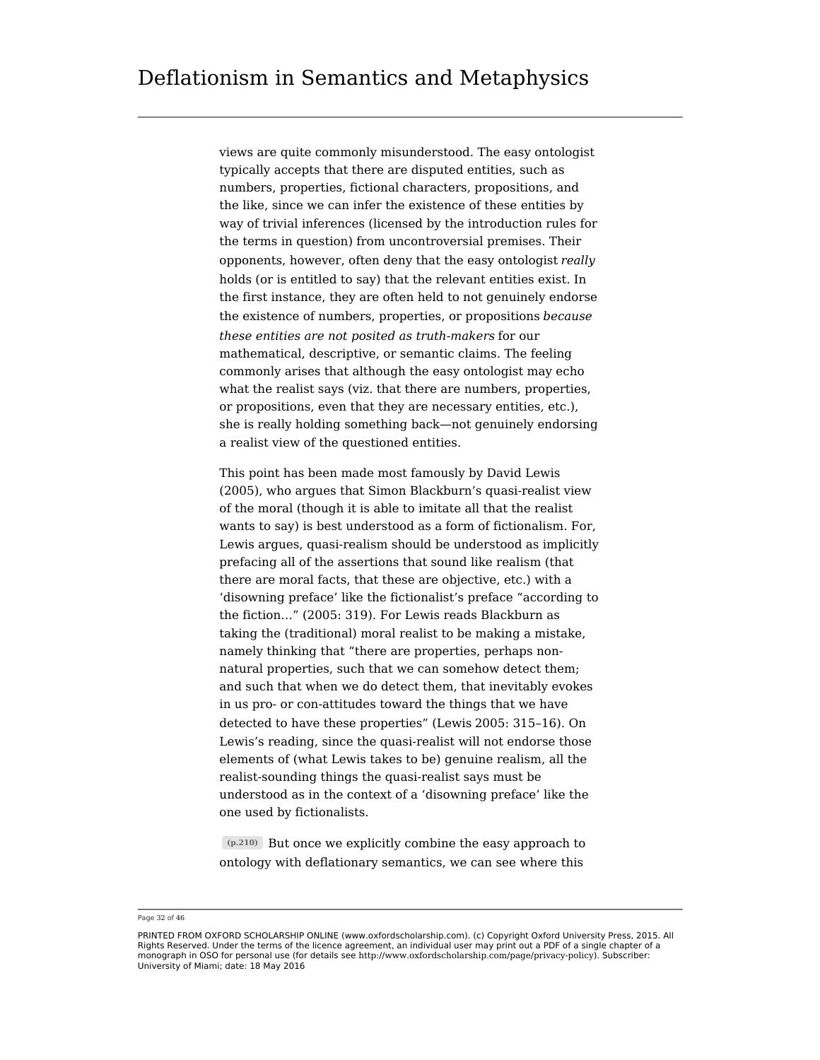views are quite commonly misunderstood. The easy ontologist typically accepts that there are disputed entities, such as numbers, properties, fictional characters, propositions, and the like, since we can infer the existence of these entities by way of trivial inferences (licensed by the introduction rules for the terms in question) from uncontroversial premises. Their opponents, however, often deny that the easy ontologist *really* holds (or is entitled to say) that the relevant entities exist. In the first instance, they are often held to not genuinely endorse the existence of numbers, properties, or propositions *because these entities are not posited as truth-makers* for our mathematical, descriptive, or semantic claims. The feeling commonly arises that although the easy ontologist may echo what the realist says (viz. that there are numbers, properties, or propositions, even that they are necessary entities, etc.), she is really holding something back—not genuinely endorsing a realist view of the questioned entities.

This point has been made most famously by David Lewis (2005), who argues that Simon Blackburn's quasi-realist view of the moral (though it is able to imitate all that the realist wants to say) is best understood as a form of fictionalism. For, Lewis argues, quasi-realism should be understood as implicitly prefacing all of the assertions that sound like realism (that there are moral facts, that these are objective, etc.) with a 'disowning preface' like the fictionalist's preface "according to the fiction…" (2005: 319). For Lewis reads Blackburn as taking the (traditional) moral realist to be making a mistake, namely thinking that "there are properties, perhaps non-natural properties, such that we can somehow detect them; and such that when we do detect them, that inevitably evokes in us pro- or con-attitudes toward the things that we have detected to have these properties" (Lewis 2005: 315–16). On Lewis's reading, since the quasi-realist will not endorse those elements of (what Lewis takes to be) genuine realism, all the realist-sounding things the quasi-realist says must be understood as in the context of a 'disowning preface' like the one used by fictionalists.

(p.210) But once we explicitly combine the easy approach to ontology with deflationary semantics, we can see where this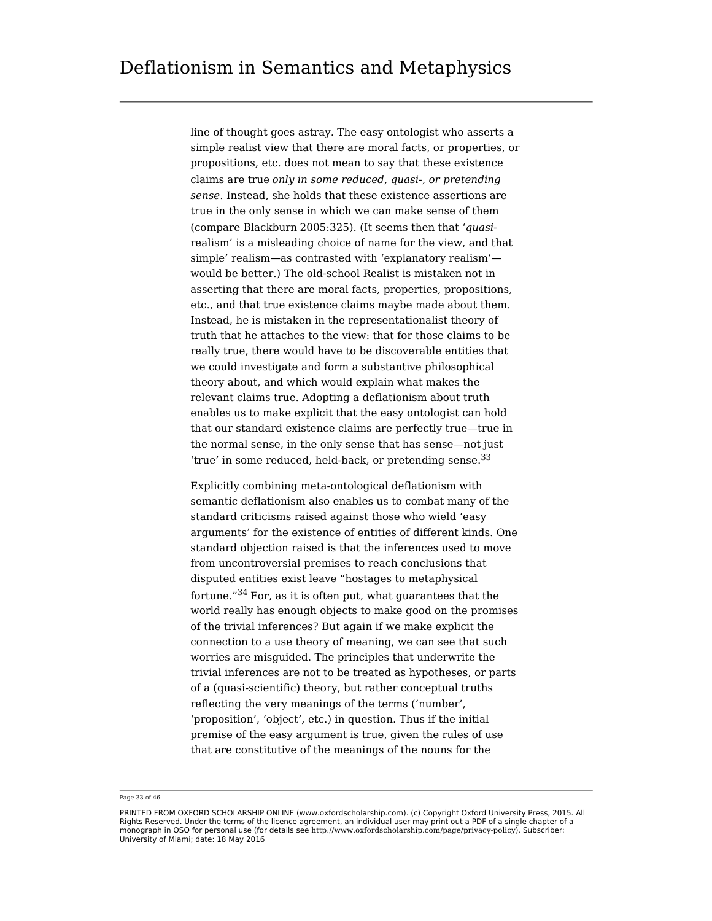line of thought goes astray. The easy ontologist who asserts a simple realist view that there are moral facts, or properties, or propositions, etc. does not mean to say that these existence claims are true *only in some reduced, quasi-, or pretending sense*. Instead, she holds that these existence assertions are true in the only sense in which we can make sense of them (compare Blackburn 2005:325). (It seems then that '*quasi*-realism' is a misleading choice of name for the view, and that simple' realism—as contrasted with 'explanatory realism'—would be better.) The old-school Realist is mistaken not in asserting that there are moral facts, properties, propositions, etc., and that true existence claims maybe made about them. Instead, he is mistaken in the representationalist theory of truth that he attaches to the view: that for those claims to be really true, there would have to be discoverable entities that we could investigate and form a substantive philosophical theory about, and which would explain what makes the relevant claims true. Adopting a deflationism about truth enables us to make explicit that the easy ontologist can hold that our standard existence claims are perfectly true—true in the normal sense, in the only sense that has sense—not just 'true' in some reduced, held-back, or pretending sense.[33]

Explicitly combining meta-ontological deflationism with semantic deflationism also enables us to combat many of the standard criticisms raised against those who wield 'easy arguments' for the existence of entities of different kinds. One standard objection raised is that the inferences used to move from uncontroversial premises to reach conclusions that disputed entities exist leave "hostages to metaphysical fortune."[34] For, as it is often put, what guarantees that the world really has enough objects to make good on the promises of the trivial inferences? But again if we make explicit the connection to a use theory of meaning, we can see that such worries are misguided. The principles that underwrite the trivial inferences are not to be treated as hypotheses, or parts of a (quasi-scientific) theory, but rather conceptual truths reflecting the very meanings of the terms ('number', 'proposition', 'object', etc.) in question. Thus if the initial premise of the easy argument is true, given the rules of use that are constitutive of the meanings of the nouns for the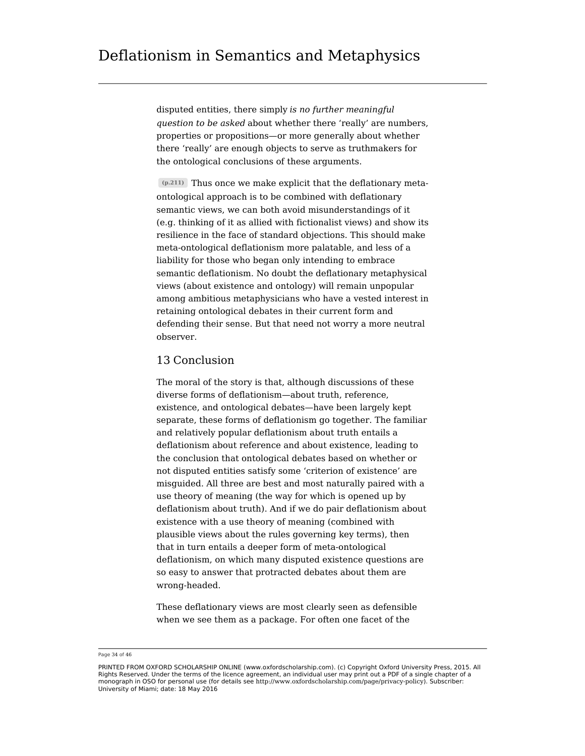disputed entities, there simply *is no further meaningful question to be asked* about whether there 'really' are numbers, properties or propositions—or more generally about whether there 'really' are enough objects to serve as truthmakers for the ontological conclusions of these arguments.

(p.211) Thus once we make explicit that the deflationary meta-ontological approach is to be combined with deflationary semantic views, we can both avoid misunderstandings of it (e.g. thinking of it as allied with fictionalist views) and show its resilience in the face of standard objections. This should make meta-ontological deflationism more palatable, and less of a liability for those who began only intending to embrace semantic deflationism. No doubt the deflationary metaphysical views (about existence and ontology) will remain unpopular among ambitious metaphysicians who have a vested interest in retaining ontological debates in their current form and defending their sense. But that need not worry a more neutral observer.

## 13 Conclusion

The moral of the story is that, although discussions of these diverse forms of deflationism—about truth, reference, existence, and ontological debates—have been largely kept separate, these forms of deflationism go together. The familiar and relatively popular deflationism about truth entails a deflationism about reference and about existence, leading to the conclusion that ontological debates based on whether or not disputed entities satisfy some 'criterion of existence' are misguided. All three are best and most naturally paired with a use theory of meaning (the way for which is opened up by deflationism about truth). And if we do pair deflationism about existence with a use theory of meaning (combined with plausible views about the rules governing key terms), then that in turn entails a deeper form of meta-ontological deflationism, on which many disputed existence questions are so easy to answer that protracted debates about them are wrong-headed.

These deflationary views are most clearly seen as defensible when we see them as a package. For often one facet of the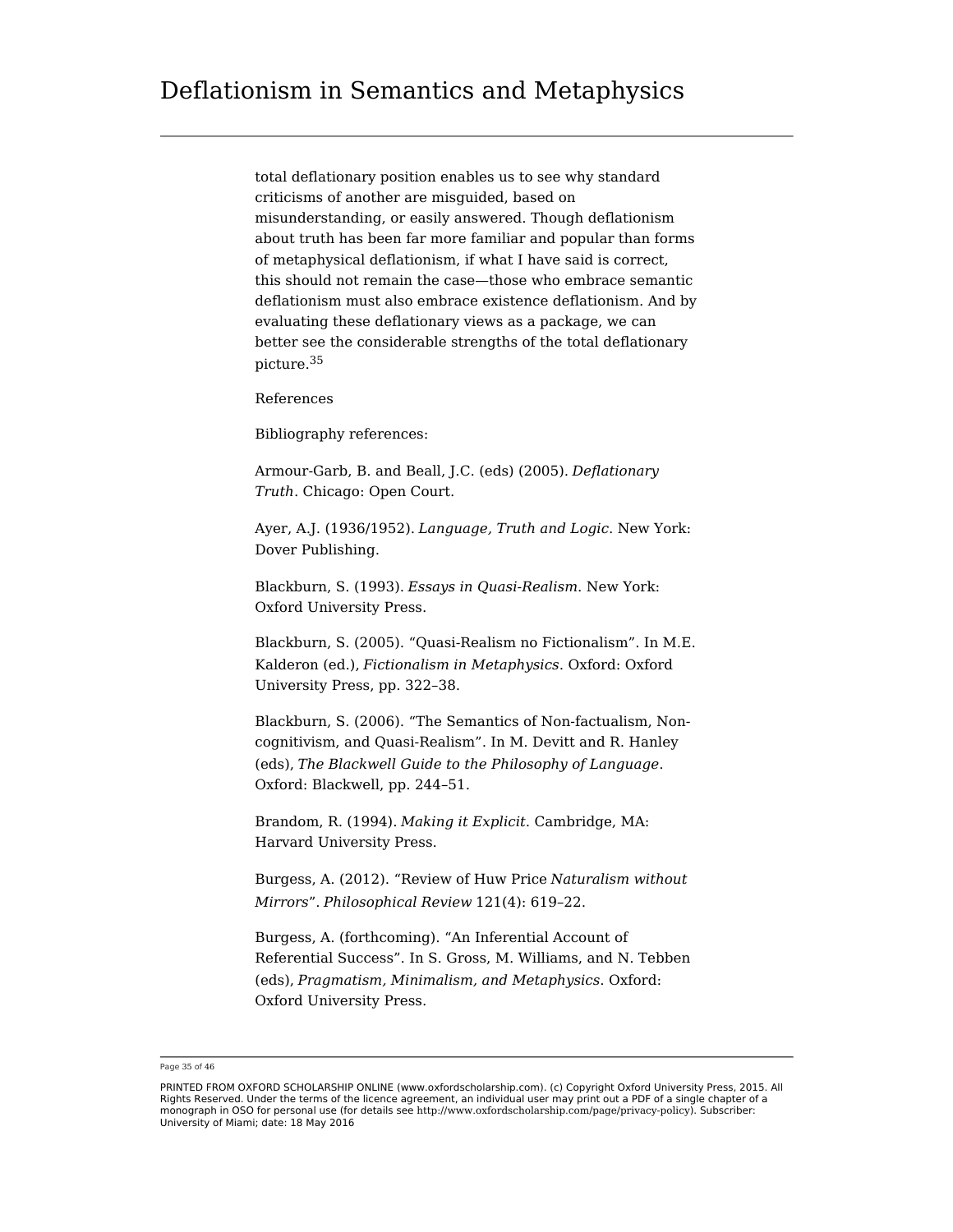total deflationary position enables us to see why standard criticisms of another are misguided, based on misunderstanding, or easily answered. Though deflationism about truth has been far more familiar and popular than forms of metaphysical deflationism, if what I have said is correct, this should not remain the case—those who embrace semantic deflationism must also embrace existence deflationism. And by evaluating these deflationary views as a package, we can better see the considerable strengths of the total deflationary picture.[35]

References

Bibliography references:

Armour-Garb, B. and Beall, J.C. (eds) (2005). *Deflationary Truth*. Chicago: Open Court.

Ayer, A.J. (1936/1952). *Language, Truth and Logic*. New York: Dover Publishing.

Blackburn, S. (1993). *Essays in Quasi-Realism*. New York: Oxford University Press.

Blackburn, S. (2005). “Quasi-Realism no Fictionalism”. In M.E. Kalderon (ed.), *Fictionalism in Metaphysics*. Oxford: Oxford University Press, pp. 322–38.

Blackburn, S. (2006). “The Semantics of Non-factualism, Non-cognitivism, and Quasi-Realism”. In M. Devitt and R. Hanley (eds), *The Blackwell Guide to the Philosophy of Language*. Oxford: Blackwell, pp. 244–51.

Brandom, R. (1994). *Making it Explicit*. Cambridge, MA: Harvard University Press.

Burgess, A. (2012). “Review of Huw Price *Naturalism without Mirrors*”. *Philosophical Review* 121(4): 619–22.

Burgess, A. (forthcoming). “An Inferential Account of Referential Success”. In S. Gross, M. Williams, and N. Tebben (eds), *Pragmatism, Minimalism, and Metaphysics*. Oxford: Oxford University Press.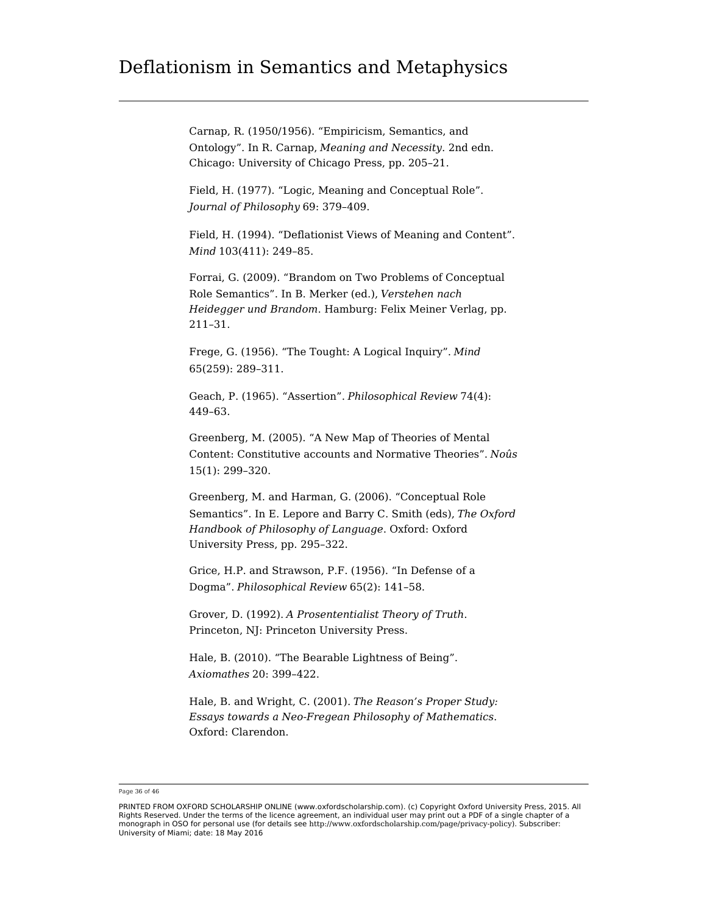Carnap, R. (1950/1956). “Empiricism, Semantics, and Ontology”. In R. Carnap, *Meaning and Necessity*. 2nd edn. Chicago: University of Chicago Press, pp. 205–21.

Field, H. (1977). “Logic, Meaning and Conceptual Role”. *Journal of Philosophy* 69: 379–409.

Field, H. (1994). “Deflationist Views of Meaning and Content”. *Mind* 103(411): 249–85.

Forrai, G. (2009). “Brandom on Two Problems of Conceptual Role Semantics”. In B. Merker (ed.), *Verstehen nach Heidegger und Brandom*. Hamburg: Felix Meiner Verlag, pp. 211–31.

Frege, G. (1956). “The Tought: A Logical Inquiry”. *Mind* 65(259): 289–311.

Geach, P. (1965). “Assertion”. *Philosophical Review* 74(4): 449–63.

Greenberg, M. (2005). “A New Map of Theories of Mental Content: Constitutive accounts and Normative Theories”. *Noûs* 15(1): 299–320.

Greenberg, M. and Harman, G. (2006). “Conceptual Role Semantics”. In E. Lepore and Barry C. Smith (eds), *The Oxford Handbook of Philosophy of Language*. Oxford: Oxford University Press, pp. 295–322.

Grice, H.P. and Strawson, P.F. (1956). “In Defense of a Dogma”. *Philosophical Review* 65(2): 141–58.

Grover, D. (1992). *A Prosententialist Theory of Truth*. Princeton, NJ: Princeton University Press.

Hale, B. (2010). “The Bearable Lightness of Being”. *Axiomathes* 20: 399–422.

Hale, B. and Wright, C. (2001). *The Reason’s Proper Study: Essays towards a Neo-Fregean Philosophy of Mathematics*. Oxford: Clarendon.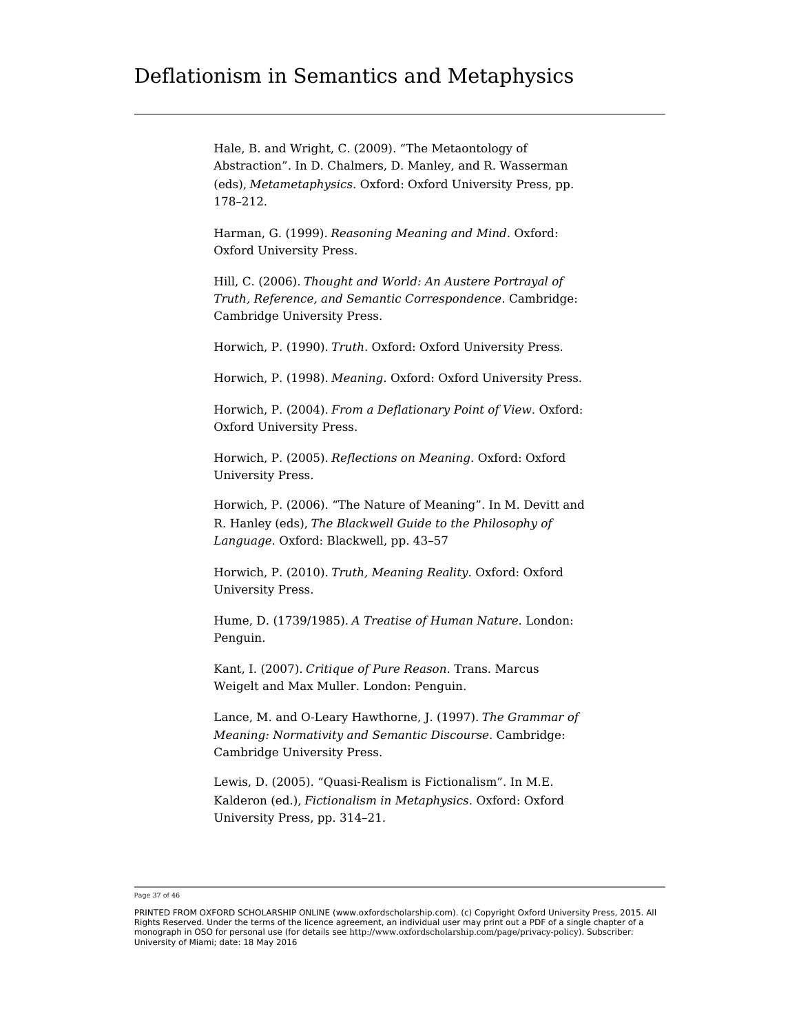Hale, B. and Wright, C. (2009). “The Metaontology of Abstraction”. In D. Chalmers, D. Manley, and R. Wasserman (eds), *Metametaphysics*. Oxford: Oxford University Press, pp. 178–212.

Harman, G. (1999). *Reasoning Meaning and Mind*. Oxford: Oxford University Press.

Hill, C. (2006). *Thought and World: An Austere Portrayal of Truth, Reference, and Semantic Correspondence*. Cambridge: Cambridge University Press.

Horwich, P. (1990). *Truth*. Oxford: Oxford University Press.

Horwich, P. (1998). *Meaning*. Oxford: Oxford University Press.

Horwich, P. (2004). *From a Deflationary Point of View*. Oxford: Oxford University Press.

Horwich, P. (2005). *Reflections on Meaning*. Oxford: Oxford University Press.

Horwich, P. (2006). “The Nature of Meaning”. In M. Devitt and R. Hanley (eds), *The Blackwell Guide to the Philosophy of Language*. Oxford: Blackwell, pp. 43–57

Horwich, P. (2010). *Truth, Meaning Reality*. Oxford: Oxford University Press.

Hume, D. (1739/1985). *A Treatise of Human Nature*. London: Penguin.

Kant, I. (2007). *Critique of Pure Reason*. Trans. Marcus Weigelt and Max Muller. London: Penguin.

Lance, M. and O-Leary Hawthorne, J. (1997). *The Grammar of Meaning: Normativity and Semantic Discourse*. Cambridge: Cambridge University Press.

Lewis, D. (2005). “Quasi-Realism is Fictionalism”. In M.E. Kalderon (ed.), *Fictionalism in Metaphysics*. Oxford: Oxford University Press, pp. 314–21.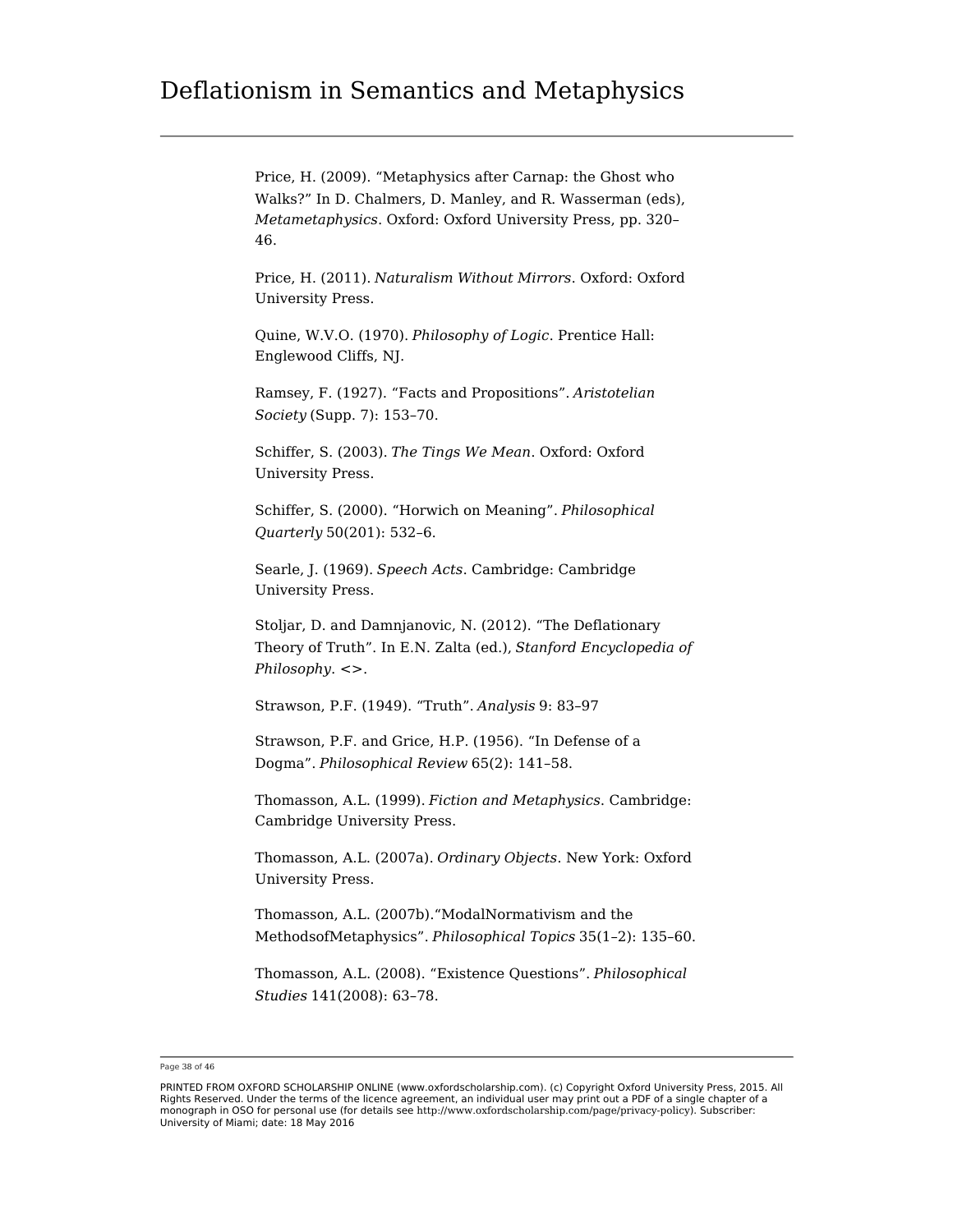Price, H. (2009). “Metaphysics after Carnap: the Ghost who Walks?” In D. Chalmers, D. Manley, and R. Wasserman (eds), *Metametaphysics*. Oxford: Oxford University Press, pp. 320–46.

Price, H. (2011). *Naturalism Without Mirrors*. Oxford: Oxford University Press.

Quine, W.V.O. (1970). *Philosophy of Logic*. Prentice Hall: Englewood Cliffs, NJ.

Ramsey, F. (1927). “Facts and Propositions”. *Aristotelian Society* (Supp. 7): 153–70.

Schiffer, S. (2003). *The Tings We Mean*. Oxford: Oxford University Press.

Schiffer, S. (2000). “Horwich on Meaning”. *Philosophical Quarterly* 50(201): 532–6.

Searle, J. (1969). *Speech Acts*. Cambridge: Cambridge University Press.

Stoljar, D. and Damnjanovic, N. (2012). “The Deflationary Theory of Truth”. In E.N. Zalta (ed.), *Stanford Encyclopedia of Philosophy*. <>.

Strawson, P.F. (1949). “Truth”. *Analysis* 9: 83–97

Strawson, P.F. and Grice, H.P. (1956). “In Defense of a Dogma”. *Philosophical Review* 65(2): 141–58.

Thomasson, A.L. (1999). *Fiction and Metaphysics*. Cambridge: Cambridge University Press.

Thomasson, A.L. (2007a). *Ordinary Objects*. New York: Oxford University Press.

Thomasson, A.L. (2007b).“ModalNormativism and the MethodsofMetaphysics”. *Philosophical Topics* 35(1–2): 135–60.

Thomasson, A.L. (2008). “Existence Questions”. *Philosophical Studies* 141(2008): 63–78.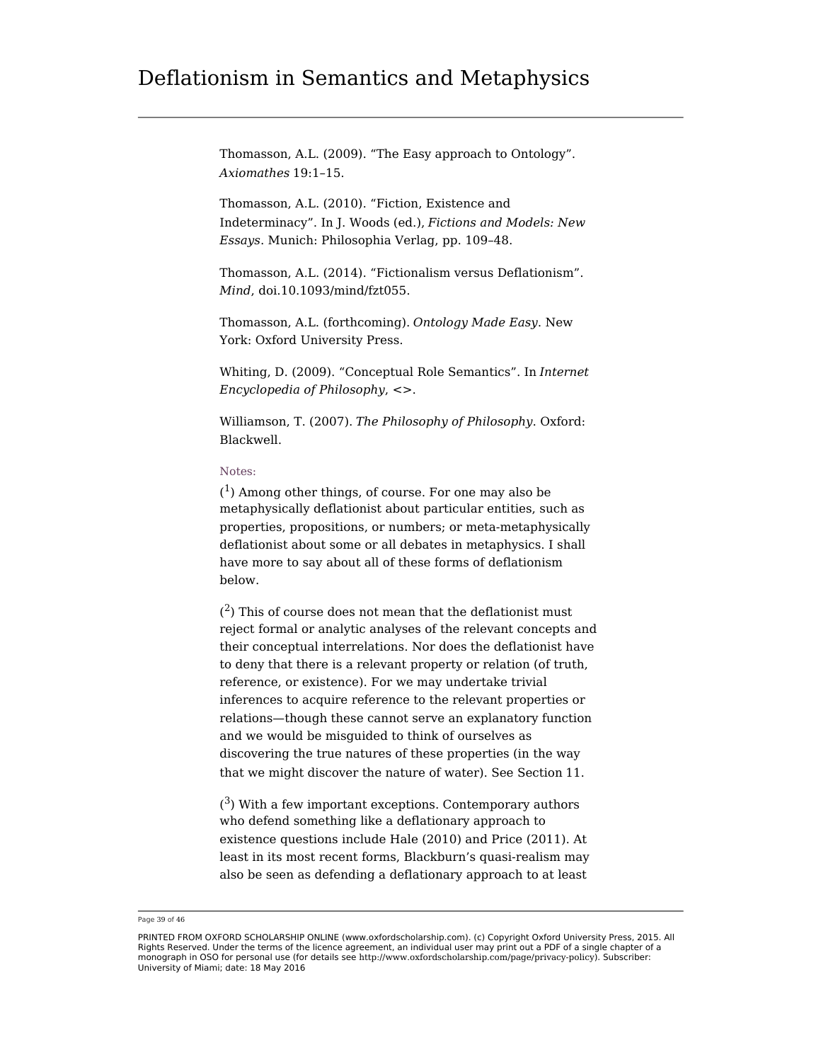Thomasson, A.L. (2009). “The Easy approach to Ontology”. *Axiomathes* 19:1–15.

Thomasson, A.L. (2010). “Fiction, Existence and Indeterminacy”. In J. Woods (ed.), *Fictions and Models: New Essays*. Munich: Philosophia Verlag, pp. 109–48.

Thomasson, A.L. (2014). “Fictionalism versus Deflationism”. *Mind*, doi.10.1093/mind/fzt055.

Thomasson, A.L. (forthcoming). *Ontology Made Easy*. New York: Oxford University Press.

Whiting, D. (2009). “Conceptual Role Semantics”. In *Internet Encyclopedia of Philosophy*, <>.

Williamson, T. (2007). *The Philosophy of Philosophy*. Oxford: Blackwell.

Notes:

([1]) Among other things, of course. For one may also be metaphysically deflationist about particular entities, such as properties, propositions, or numbers; or meta-metaphysically deflationist about some or all debates in metaphysics. I shall have more to say about all of these forms of deflationism below.

([2]) This of course does not mean that the deflationist must reject formal or analytic analyses of the relevant concepts and their conceptual interrelations. Nor does the deflationist have to deny that there is a relevant property or relation (of truth, reference, or existence). For we may undertake trivial inferences to acquire reference to the relevant properties or relations—though these cannot serve an explanatory function and we would be misguided to think of ourselves as discovering the true natures of these properties (in the way that we might discover the nature of water). See Section 11.

([3]) With a few important exceptions. Contemporary authors who defend something like a deflationary approach to existence questions include Hale (2010) and Price (2011). At least in its most recent forms, Blackburn’s quasi-realism may also be seen as defending a deflationary approach to at least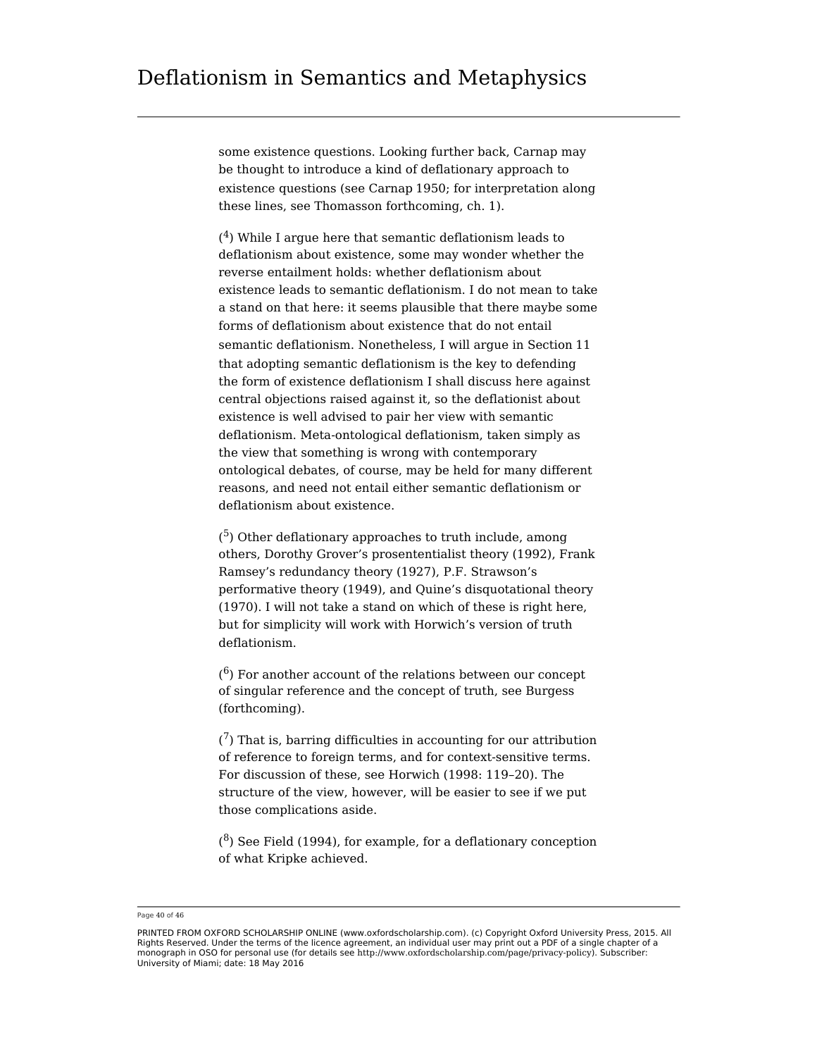some existence questions. Looking further back, Carnap may be thought to introduce a kind of deflationary approach to existence questions (see Carnap 1950; for interpretation along these lines, see Thomasson forthcoming, ch. 1).

([4]) While I argue here that semantic deflationism leads to deflationism about existence, some may wonder whether the reverse entailment holds: whether deflationism about existence leads to semantic deflationism. I do not mean to take a stand on that here: it seems plausible that there maybe some forms of deflationism about existence that do not entail semantic deflationism. Nonetheless, I will argue in Section 11 that adopting semantic deflationism is the key to defending the form of existence deflationism I shall discuss here against central objections raised against it, so the deflationist about existence is well advised to pair her view with semantic deflationism. Meta-ontological deflationism, taken simply as the view that something is wrong with contemporary ontological debates, of course, may be held for many different reasons, and need not entail either semantic deflationism or deflationism about existence.

([5]) Other deflationary approaches to truth include, among others, Dorothy Grover's prosententialist theory (1992), Frank Ramsey's redundancy theory (1927), P.F. Strawson's performative theory (1949), and Quine's disquotational theory (1970). I will not take a stand on which of these is right here, but for simplicity will work with Horwich's version of truth deflationism.

([6]) For another account of the relations between our concept of singular reference and the concept of truth, see Burgess (forthcoming).

([7]) That is, barring difficulties in accounting for our attribution of reference to foreign terms, and for context-sensitive terms. For discussion of these, see Horwich (1998: 119–20). The structure of the view, however, will be easier to see if we put those complications aside.

([8]) See Field (1994), for example, for a deflationary conception of what Kripke achieved.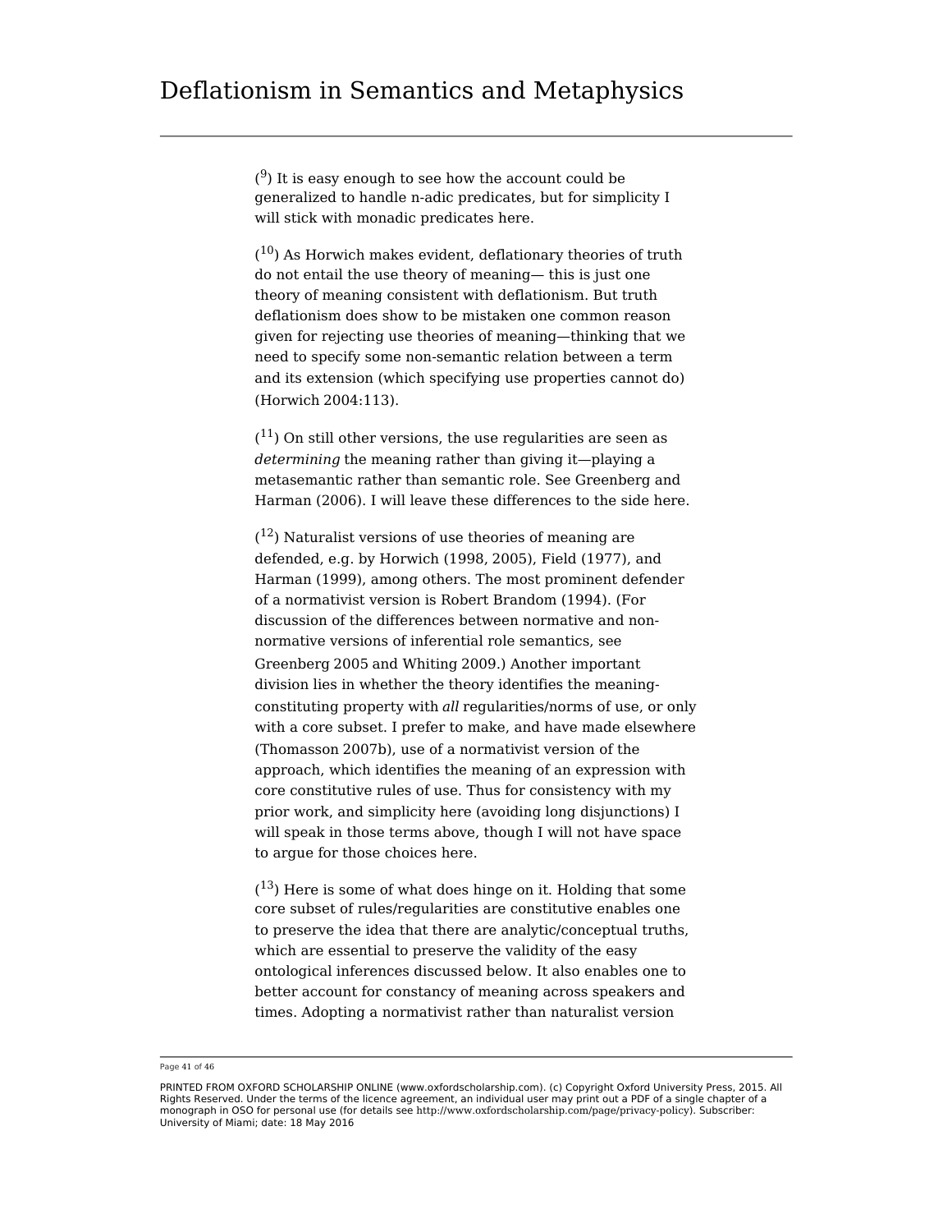([9]) It is easy enough to see how the account could be generalized to handle n-adic predicates, but for simplicity I will stick with monadic predicates here.

([10]) As Horwich makes evident, deflationary theories of truth do not entail the use theory of meaning— this is just one theory of meaning consistent with deflationism. But truth deflationism does show to be mistaken one common reason given for rejecting use theories of meaning—thinking that we need to specify some non-semantic relation between a term and its extension (which specifying use properties cannot do) (Horwich 2004:113).

([11]) On still other versions, the use regularities are seen as *determining* the meaning rather than giving it—playing a metasemantic rather than semantic role. See Greenberg and Harman (2006). I will leave these differences to the side here.

([12]) Naturalist versions of use theories of meaning are defended, e.g. by Horwich (1998, 2005), Field (1977), and Harman (1999), among others. The most prominent defender of a normativist version is Robert Brandom (1994). (For discussion of the differences between normative and non-normative versions of inferential role semantics, see Greenberg 2005 and Whiting 2009.) Another important division lies in whether the theory identifies the meaning-constituting property with *all* regularities/norms of use, or only with a core subset. I prefer to make, and have made elsewhere (Thomasson 2007b), use of a normativist version of the approach, which identifies the meaning of an expression with core constitutive rules of use. Thus for consistency with my prior work, and simplicity here (avoiding long disjunctions) I will speak in those terms above, though I will not have space to argue for those choices here.

([13]) Here is some of what does hinge on it. Holding that some core subset of rules/regularities are constitutive enables one to preserve the idea that there are analytic/conceptual truths, which are essential to preserve the validity of the easy ontological inferences discussed below. It also enables one to better account for constancy of meaning across speakers and times. Adopting a normativist rather than naturalist version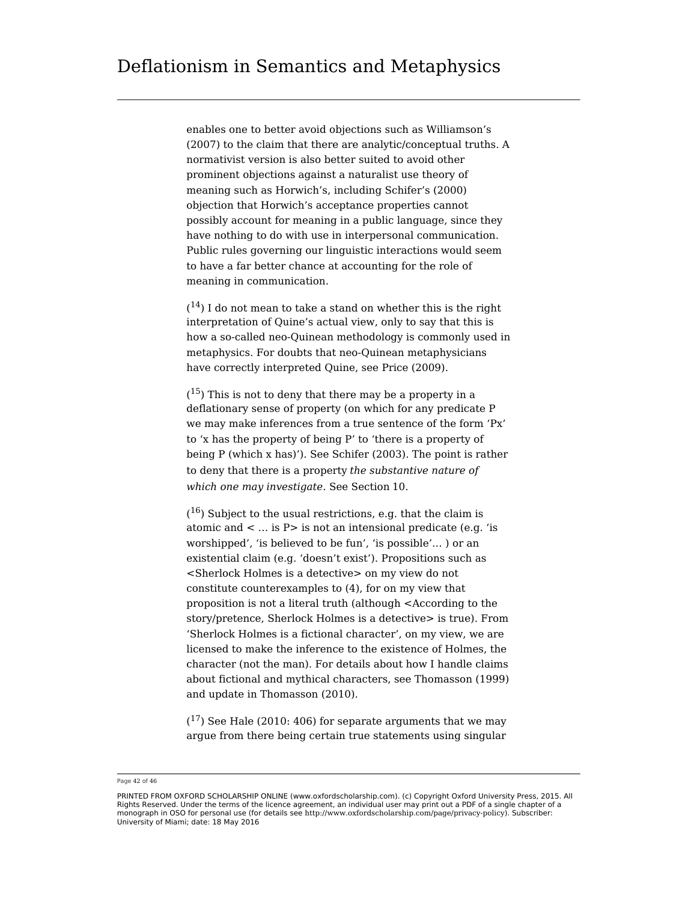enables one to better avoid objections such as Williamson's (2007) to the claim that there are analytic/conceptual truths. A normativist version is also better suited to avoid other prominent objections against a naturalist use theory of meaning such as Horwich's, including Schifer's (2000) objection that Horwich's acceptance properties cannot possibly account for meaning in a public language, since they have nothing to do with use in interpersonal communication. Public rules governing our linguistic interactions would seem to have a far better chance at accounting for the role of meaning in communication.

([14]) I do not mean to take a stand on whether this is the right interpretation of Quine's actual view, only to say that this is how a so-called neo-Quinean methodology is commonly used in metaphysics. For doubts that neo-Quinean metaphysicians have correctly interpreted Quine, see Price (2009).

([15]) This is not to deny that there may be a property in a deflationary sense of property (on which for any predicate P we may make inferences from a true sentence of the form 'Px' to 'x has the property of being P' to 'there is a property of being P (which x has)'). See Schifer (2003). The point is rather to deny that there is a property *the substantive nature of which one may investigate*. See Section 10.

([16]) Subject to the usual restrictions, e.g. that the claim is atomic and < … is P> is not an intensional predicate (e.g. 'is worshipped', 'is believed to be fun', 'is possible'… ) or an existential claim (e.g. 'doesn't exist'). Propositions such as <Sherlock Holmes is a detective> on my view do not constitute counterexamples to (4), for on my view that proposition is not a literal truth (although <According to the story/pretence, Sherlock Holmes is a detective> is true). From 'Sherlock Holmes is a fictional character', on my view, we are licensed to make the inference to the existence of Holmes, the character (not the man). For details about how I handle claims about fictional and mythical characters, see Thomasson (1999) and update in Thomasson (2010).

([17]) See Hale (2010: 406) for separate arguments that we may argue from there being certain true statements using singular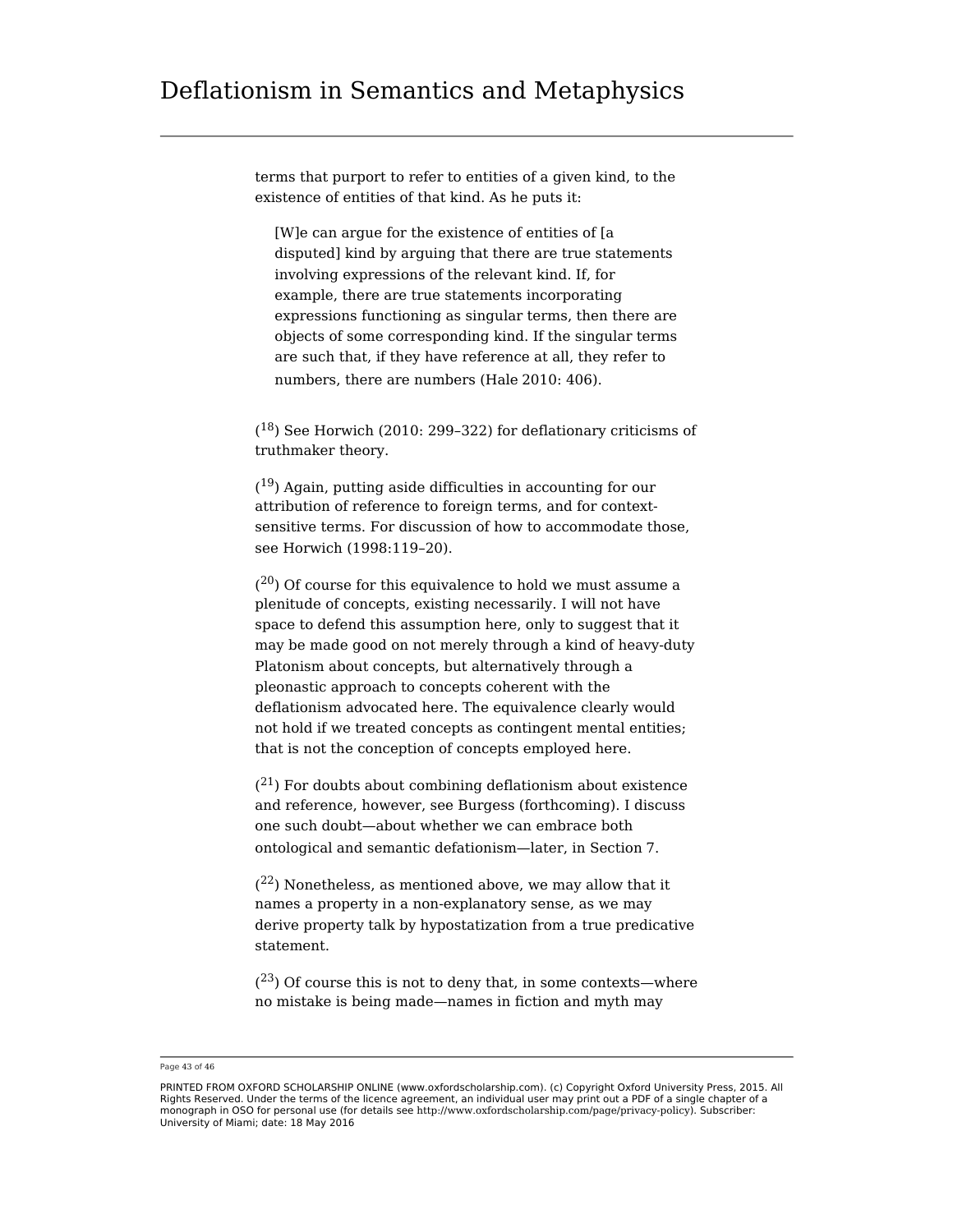terms that purport to refer to entities of a given kind, to the existence of entities of that kind. As he puts it:

> [W]e can argue for the existence of entities of [a disputed] kind by arguing that there are true statements involving expressions of the relevant kind. If, for example, there are true statements incorporating expressions functioning as singular terms, then there are objects of some corresponding kind. If the singular terms are such that, if they have reference at all, they refer to numbers, there are numbers (Hale 2010: 406).

([18]) See Horwich (2010: 299–322) for deflationary criticisms of truthmaker theory.

([19]) Again, putting aside difficulties in accounting for our attribution of reference to foreign terms, and for context-sensitive terms. For discussion of how to accommodate those, see Horwich (1998:119–20).

([20]) Of course for this equivalence to hold we must assume a plenitude of concepts, existing necessarily. I will not have space to defend this assumption here, only to suggest that it may be made good on not merely through a kind of heavy-duty Platonism about concepts, but alternatively through a pleonastic approach to concepts coherent with the deflationism advocated here. The equivalence clearly would not hold if we treated concepts as contingent mental entities; that is not the conception of concepts employed here.

([21]) For doubts about combining deflationism about existence and reference, however, see Burgess (forthcoming). I discuss one such doubt—about whether we can embrace both ontological and semantic defationism—later, in Section 7.

([22]) Nonetheless, as mentioned above, we may allow that it names a property in a non-explanatory sense, as we may derive property talk by hypostatization from a true predicative statement.

([23]) Of course this is not to deny that, in some contexts—where no mistake is being made—names in fiction and myth may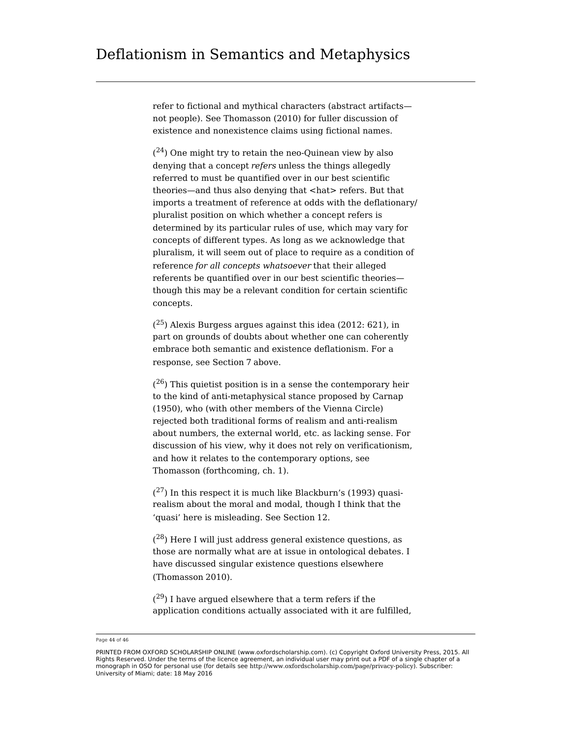refer to fictional and mythical characters (abstract artifacts—not people). See Thomasson (2010) for fuller discussion of existence and nonexistence claims using fictional names.

([24]) One might try to retain the neo-Quinean view by also denying that a concept *refers* unless the things allegedly referred to must be quantified over in our best scientific theories—and thus also denying that <hat> refers. But that imports a treatment of reference at odds with the deflationary/pluralist position on which whether a concept refers is determined by its particular rules of use, which may vary for concepts of different types. As long as we acknowledge that pluralism, it will seem out of place to require as a condition of reference *for all concepts whatsoever* that their alleged referents be quantified over in our best scientific theories—though this may be a relevant condition for certain scientific concepts.

([25]) Alexis Burgess argues against this idea (2012: 621), in part on grounds of doubts about whether one can coherently embrace both semantic and existence deflationism. For a response, see Section 7 above.

([26]) This quietist position is in a sense the contemporary heir to the kind of anti-metaphysical stance proposed by Carnap (1950), who (with other members of the Vienna Circle) rejected both traditional forms of realism and anti-realism about numbers, the external world, etc. as lacking sense. For discussion of his view, why it does not rely on verificationism, and how it relates to the contemporary options, see Thomasson (forthcoming, ch. 1).

([27]) In this respect it is much like Blackburn's (1993) quasi-realism about the moral and modal, though I think that the 'quasi' here is misleading. See Section 12.

([28]) Here I will just address general existence questions, as those are normally what are at issue in ontological debates. I have discussed singular existence questions elsewhere (Thomasson 2010).

([29]) I have argued elsewhere that a term refers if the application conditions actually associated with it are fulfilled,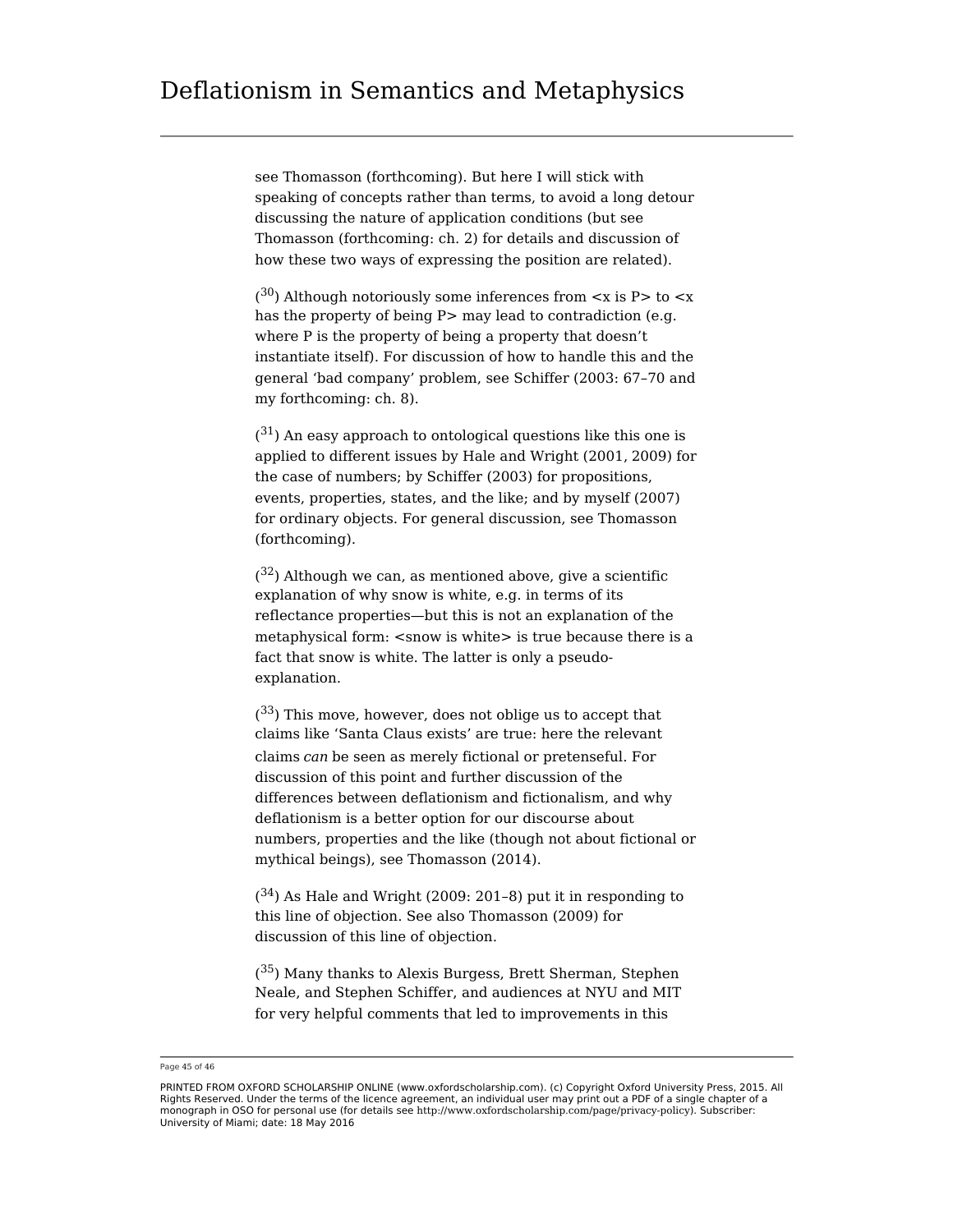see Thomasson (forthcoming). But here I will stick with speaking of concepts rather than terms, to avoid a long detour discussing the nature of application conditions (but see Thomasson (forthcoming: ch. 2) for details and discussion of how these two ways of expressing the position are related).

([30]) Although notoriously some inferences from <x is P> to <x has the property of being P> may lead to contradiction (e.g. where P is the property of being a property that doesn't instantiate itself). For discussion of how to handle this and the general 'bad company' problem, see Schiffer (2003: 67–70 and my forthcoming: ch. 8).

([31]) An easy approach to ontological questions like this one is applied to different issues by Hale and Wright (2001, 2009) for the case of numbers; by Schiffer (2003) for propositions, events, properties, states, and the like; and by myself (2007) for ordinary objects. For general discussion, see Thomasson (forthcoming).

([32]) Although we can, as mentioned above, give a scientific explanation of why snow is white, e.g. in terms of its reflectance properties—but this is not an explanation of the metaphysical form: <snow is white> is true because there is a fact that snow is white. The latter is only a pseudo-explanation.

([33]) This move, however, does not oblige us to accept that claims like 'Santa Claus exists' are true: here the relevant claims *can* be seen as merely fictional or pretenseful. For discussion of this point and further discussion of the differences between deflationism and fictionalism, and why deflationism is a better option for our discourse about numbers, properties and the like (though not about fictional or mythical beings), see Thomasson (2014).

([34]) As Hale and Wright (2009: 201–8) put it in responding to this line of objection. See also Thomasson (2009) for discussion of this line of objection.

([35]) Many thanks to Alexis Burgess, Brett Sherman, Stephen Neale, and Stephen Schiffer, and audiences at NYU and MIT for very helpful comments that led to improvements in this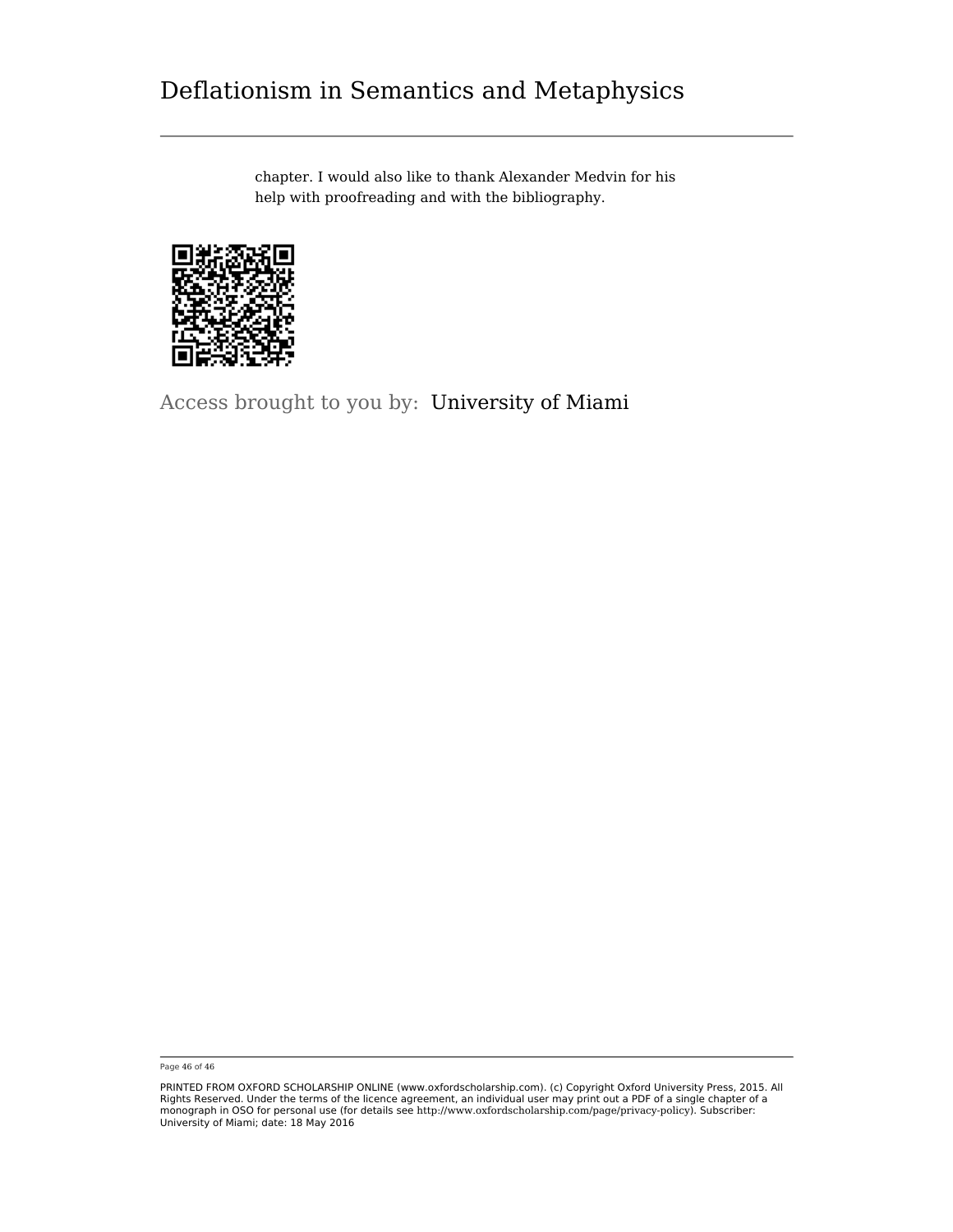chapter. I would also like to thank Alexander Medvin for his help with proofreading and with the bibliography.

Access brought to you by: University of Miami